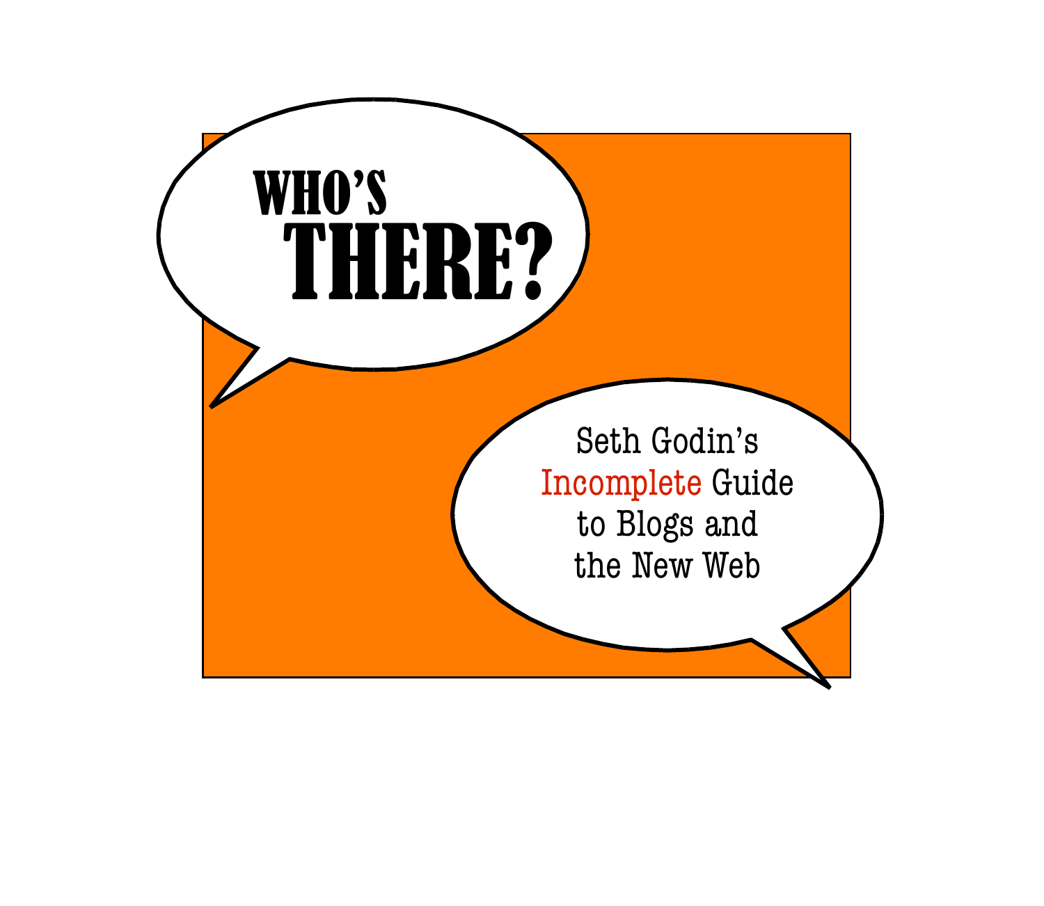# WHO'S THERE?

Seth Godin's Incomplete Guide to Blogs and the New Web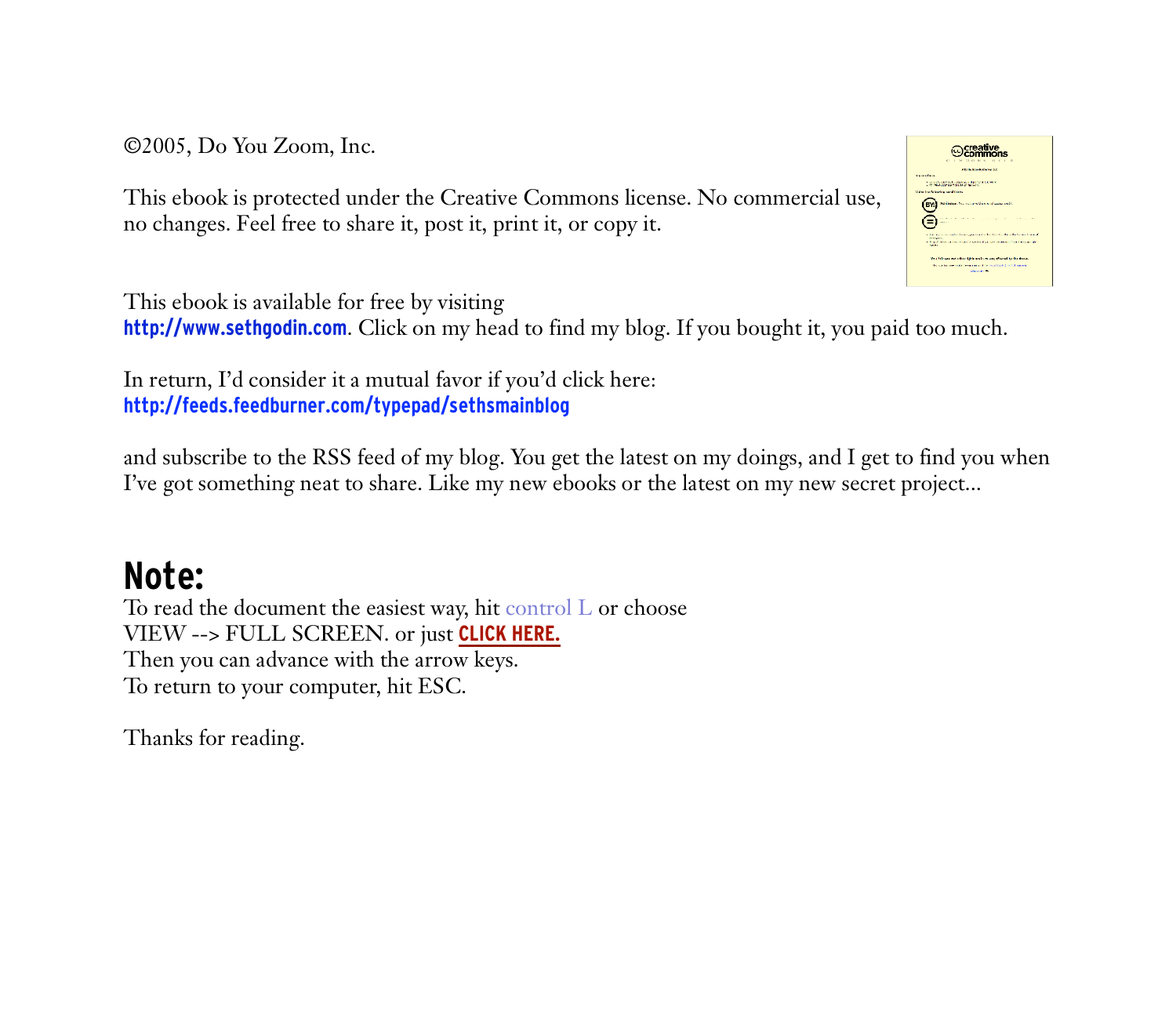©2005, Do You Zoom, Inc.

This ebook is protected under the Creative Commons license. No commercial use, no changes. Feel free to share it, post it, print it, or copy it.

This ebook is available for free by visiting
**http://www.sethgodin.com**. Click on my head to find my blog. If you bought it, you paid too much.

In return, I'd consider it a mutual favor if you'd click here:
**http://feeds.feedburner.com/typepad/sethsmainblog**

and subscribe to the RSS feed of my blog. You get the latest on my doings, and I get to find you when I've got something neat to share. Like my new ebooks or the latest on my new secret project...

## Note:

To read the document the easiest way, hit control L or choose
VIEW --> FULL SCREEN. or just **CLICK HERE.**
Then you can advance with the arrow keys.
To return to your computer, hit ESC.

Thanks for reading.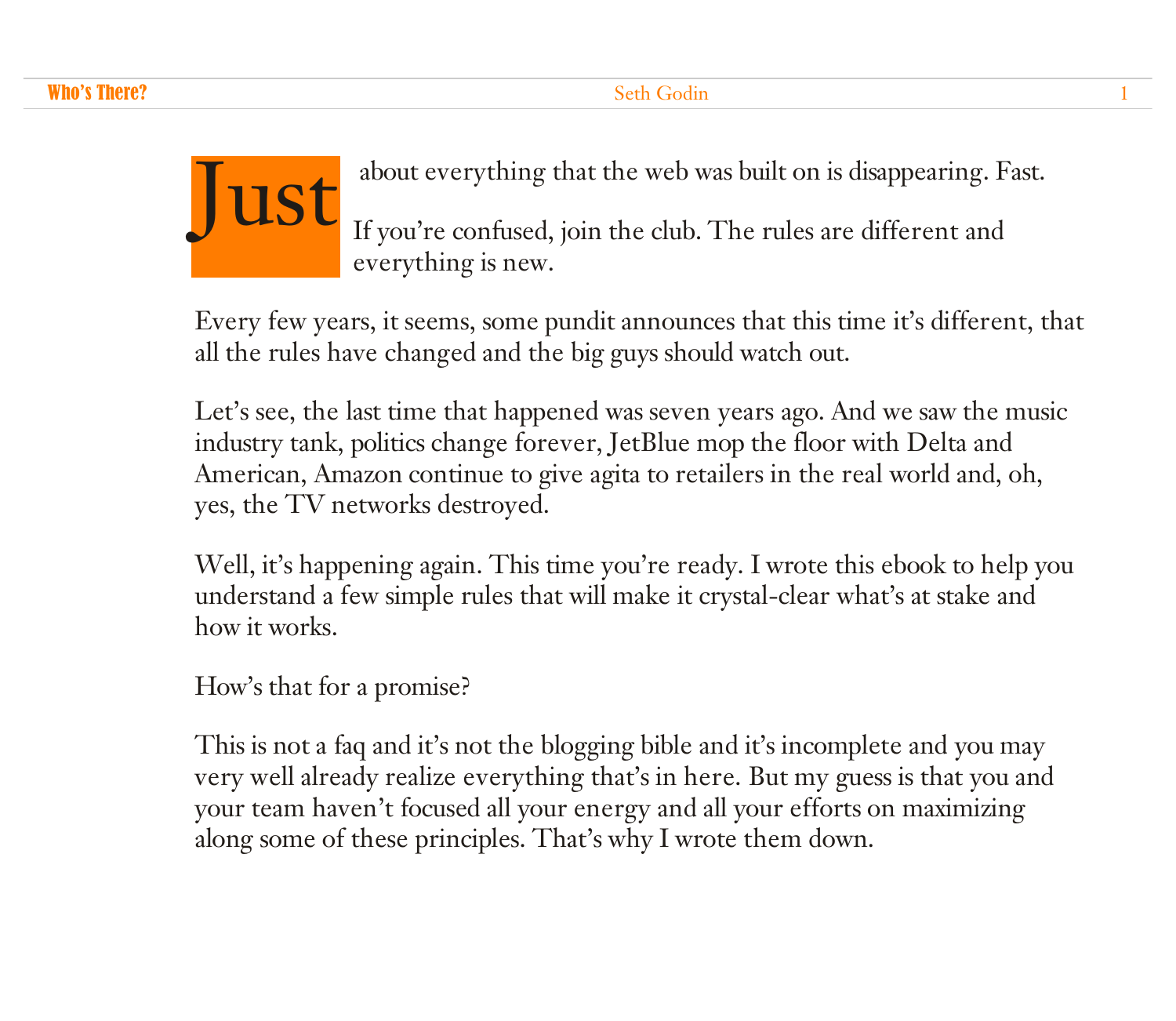Just about everything that the web was built on is disappearing. Fast.

If you're confused, join the club. The rules are different and everything is new.

Every few years, it seems, some pundit announces that this time it's different, that all the rules have changed and the big guys should watch out.

Let's see, the last time that happened was seven years ago. And we saw the music industry tank, politics change forever, JetBlue mop the floor with Delta and American, Amazon continue to give agita to retailers in the real world and, oh, yes, the TV networks destroyed.

Well, it's happening again. This time you're ready. I wrote this ebook to help you understand a few simple rules that will make it crystal-clear what's at stake and how it works.

How's that for a promise?

This is not a faq and it's not the blogging bible and it's incomplete and you may very well already realize everything that's in here. But my guess is that you and your team haven't focused all your energy and all your efforts on maximizing along some of these principles. That's why I wrote them down.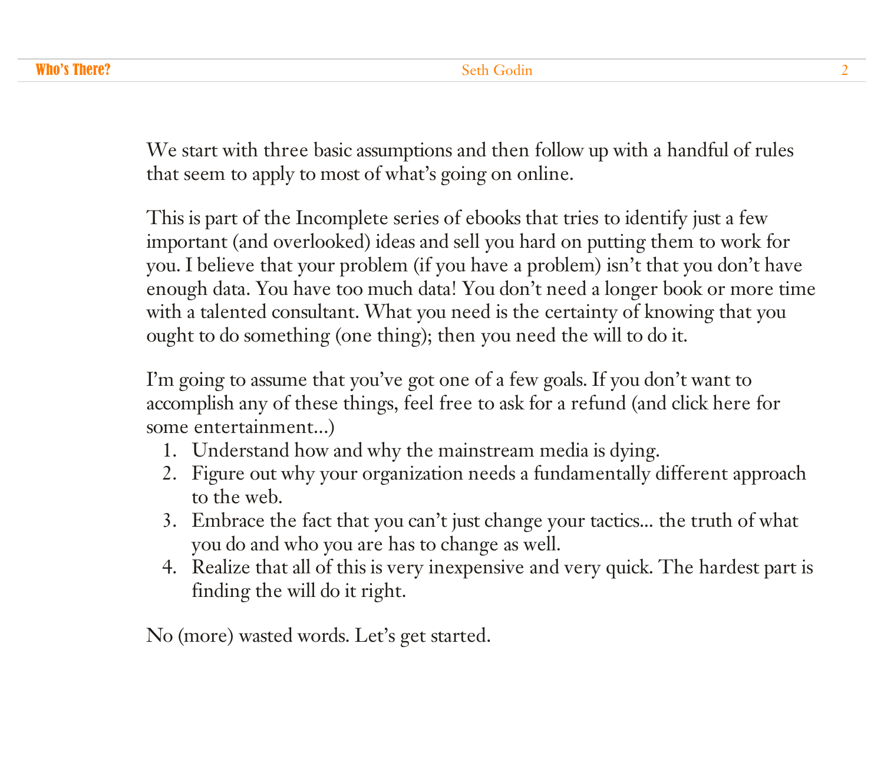We start with three basic assumptions and then follow up with a handful of rules that seem to apply to most of what's going on online.

This is part of the Incomplete series of ebooks that tries to identify just a few important (and overlooked) ideas and sell you hard on putting them to work for you. I believe that your problem (if you have a problem) isn't that you don't have enough data. You have too much data! You don't need a longer book or more time with a talented consultant. What you need is the certainty of knowing that you ought to do something (one thing); then you need the will to do it.

I'm going to assume that you've got one of a few goals. If you don't want to accomplish any of these things, feel free to ask for a refund (and click here for some entertainment...)

1. Understand how and why the mainstream media is dying.
2. Figure out why your organization needs a fundamentally different approach to the web.
3. Embrace the fact that you can't just change your tactics... the truth of what you do and who you are has to change as well.
4. Realize that all of this is very inexpensive and very quick. The hardest part is finding the will do it right.

No (more) wasted words. Let's get started.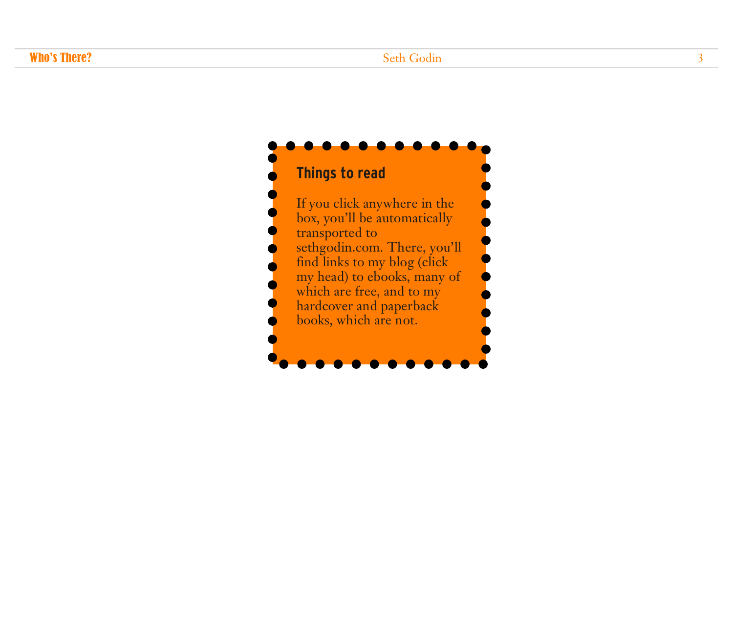## Things to read

If you click anywhere in the box, you'll be automatically transported to sethgodin.com. There, you'll find links to my blog (click my head) to ebooks, many of which are free, and to my hardcover and paperback books, which are not.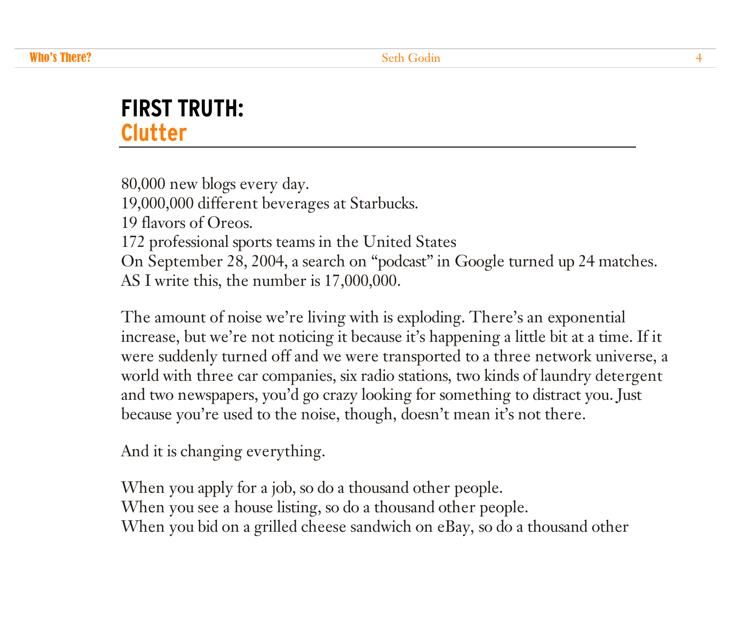## FIRST TRUTH: Clutter

80,000 new blogs every day.
19,000,000 different beverages at Starbucks.
19 flavors of Oreos.
172 professional sports teams in the United States
On September 28, 2004, a search on "podcast" in Google turned up 24 matches. AS I write this, the number is 17,000,000.

The amount of noise we're living with is exploding. There's an exponential increase, but we're not noticing it because it's happening a little bit at a time. If it were suddenly turned off and we were transported to a three network universe, a world with three car companies, six radio stations, two kinds of laundry detergent and two newspapers, you'd go crazy looking for something to distract you. Just because you're used to the noise, though, doesn't mean it's not there.

And it is changing everything.

When you apply for a job, so do a thousand other people.
When you see a house listing, so do a thousand other people.
When you bid on a grilled cheese sandwich on eBay, so do a thousand other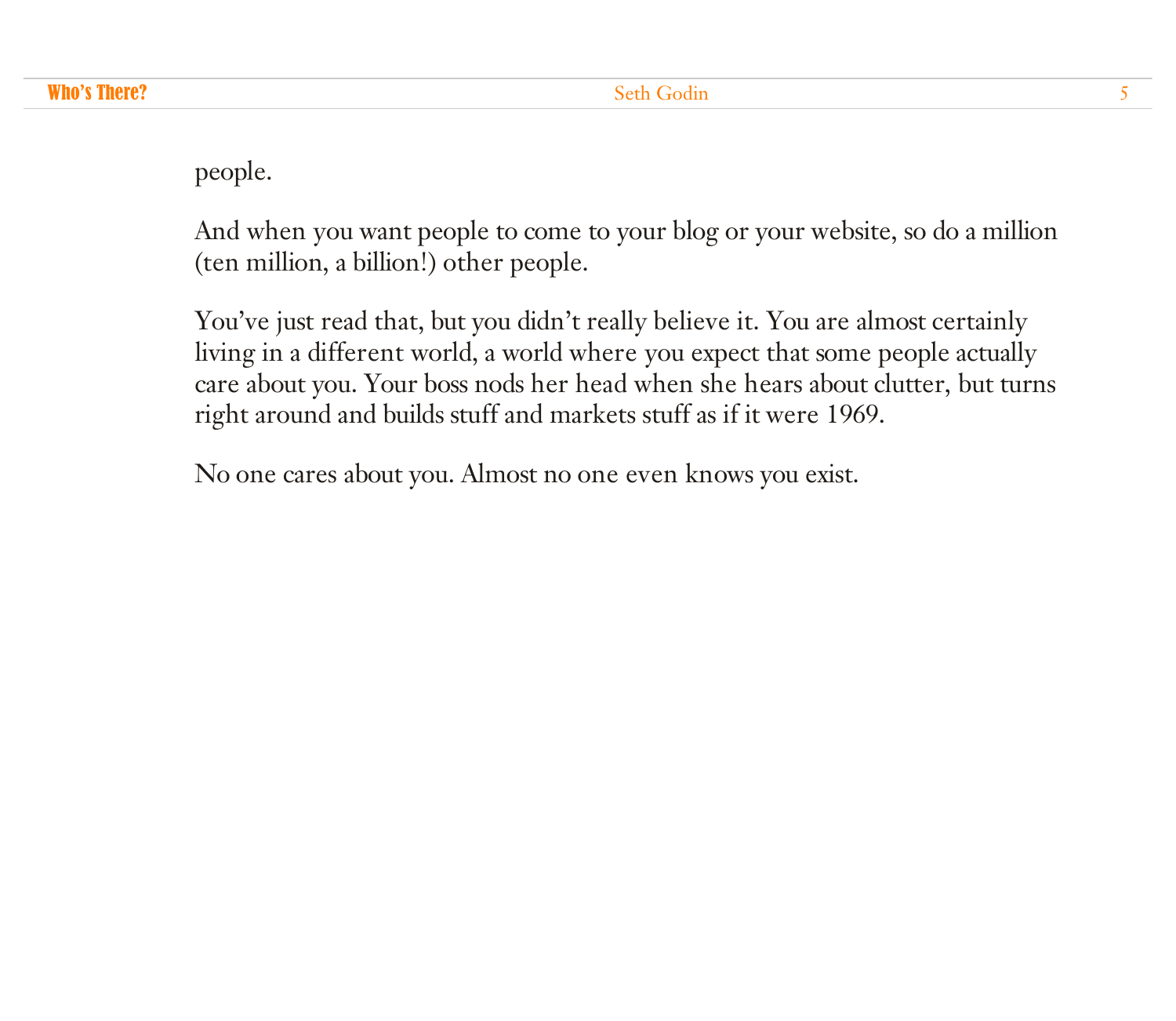people.

And when you want people to come to your blog or your website, so do a million (ten million, a billion!) other people.

You've just read that, but you didn't really believe it. You are almost certainly living in a different world, a world where you expect that some people actually care about you. Your boss nods her head when she hears about clutter, but turns right around and builds stuff and markets stuff as if it were 1969.

No one cares about you. Almost no one even knows you exist.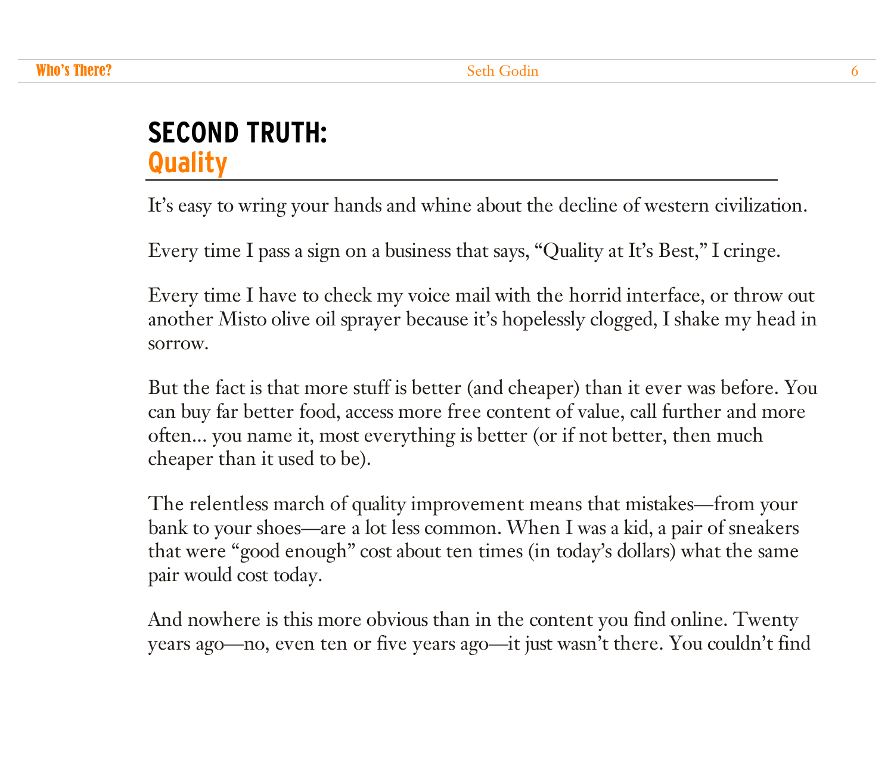## SECOND TRUTH: Quality

It's easy to wring your hands and whine about the decline of western civilization.

Every time I pass a sign on a business that says, "Quality at It's Best," I cringe.

Every time I have to check my voice mail with the horrid interface, or throw out another Misto olive oil sprayer because it's hopelessly clogged, I shake my head in sorrow.

But the fact is that more stuff is better (and cheaper) than it ever was before. You can buy far better food, access more free content of value, call further and more often... you name it, most everything is better (or if not better, then much cheaper than it used to be).

The relentless march of quality improvement means that mistakes—from your bank to your shoes—are a lot less common. When I was a kid, a pair of sneakers that were "good enough" cost about ten times (in today's dollars) what the same pair would cost today.

And nowhere is this more obvious than in the content you find online. Twenty years ago—no, even ten or five years ago—it just wasn't there. You couldn't find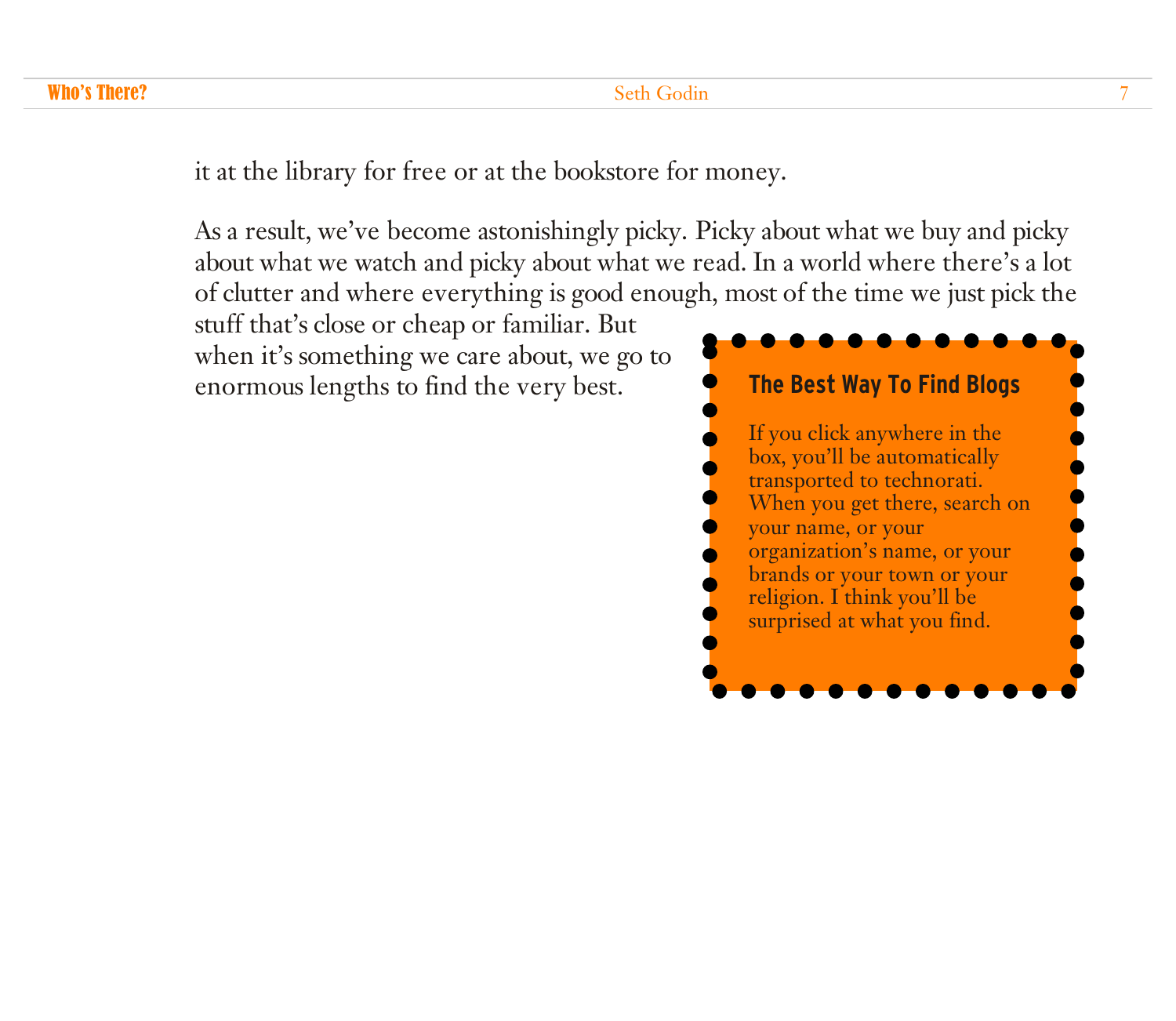it at the library for free or at the bookstore for money.

As a result, we've become astonishingly picky. Picky about what we buy and picky about what we watch and picky about what we read. In a world where there's a lot of clutter and where everything is good enough, most of the time we just pick the stuff that's close or cheap or familiar. But when it's something we care about, we go to enormous lengths to find the very best.

> **The Best Way To Find Blogs**
>
> If you click anywhere in the box, you'll be automatically transported to technorati. When you get there, search on your name, or your organization's name, or your brands or your town or your religion. I think you'll be surprised at what you find.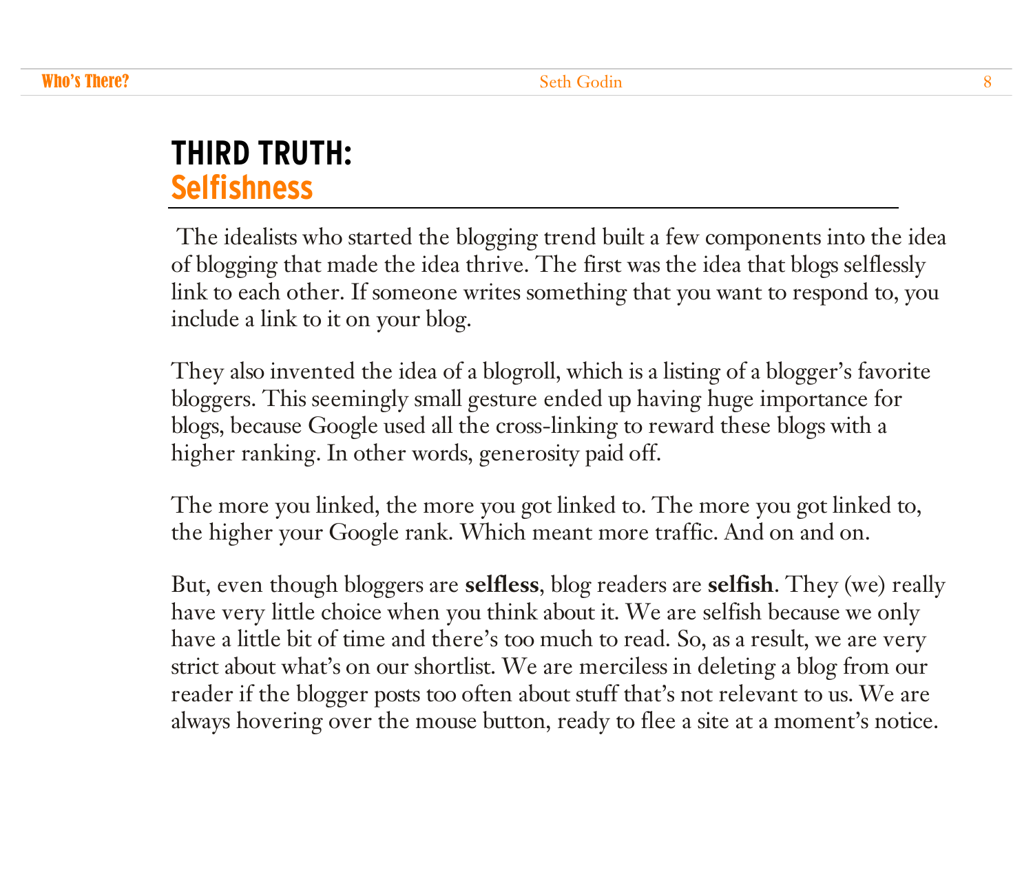## THIRD TRUTH: Selfishness

The idealists who started the blogging trend built a few components into the idea of blogging that made the idea thrive. The first was the idea that blogs selflessly link to each other. If someone writes something that you want to respond to, you include a link to it on your blog.

They also invented the idea of a blogroll, which is a listing of a blogger's favorite bloggers. This seemingly small gesture ended up having huge importance for blogs, because Google used all the cross-linking to reward these blogs with a higher ranking. In other words, generosity paid off.

The more you linked, the more you got linked to. The more you got linked to, the higher your Google rank. Which meant more traffic. And on and on.

But, even though bloggers are **selfless**, blog readers are **selfish**. They (we) really have very little choice when you think about it. We are selfish because we only have a little bit of time and there's too much to read. So, as a result, we are very strict about what's on our shortlist. We are merciless in deleting a blog from our reader if the blogger posts too often about stuff that's not relevant to us. We are always hovering over the mouse button, ready to flee a site at a moment's notice.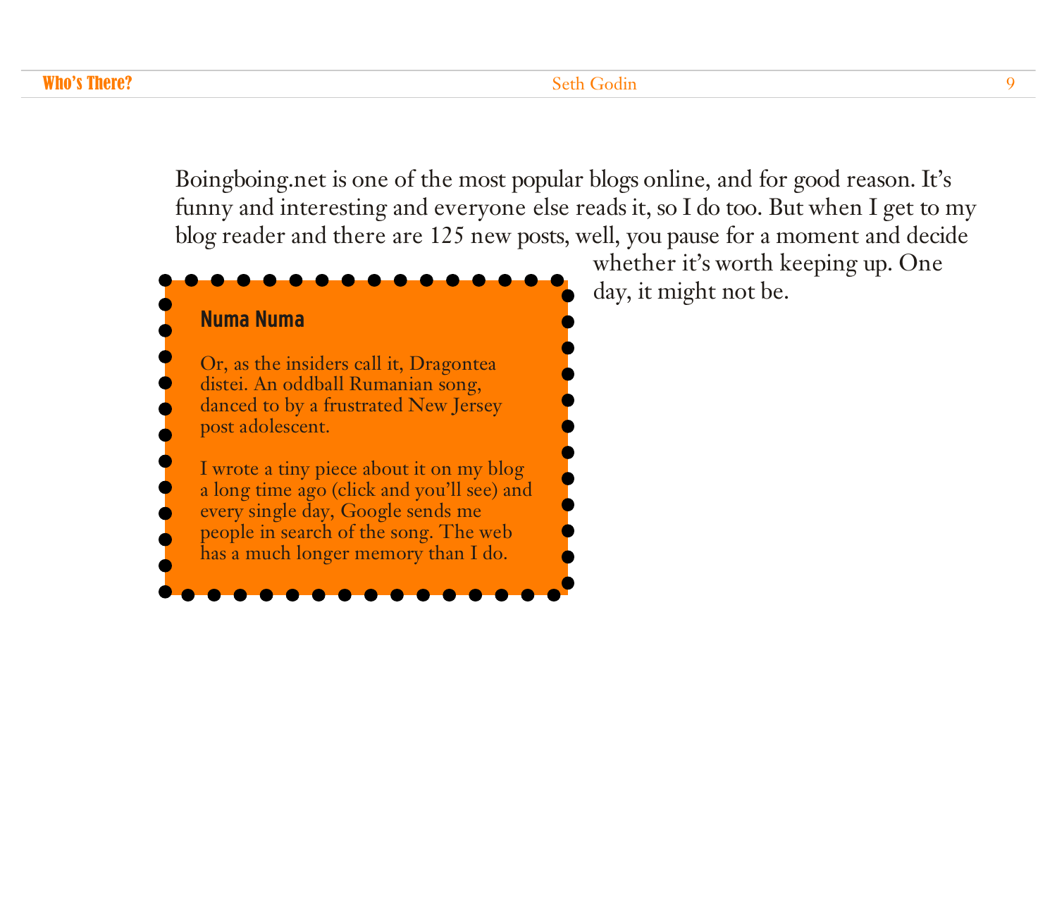Boingboing.net is one of the most popular blogs online, and for good reason. It's funny and interesting and everyone else reads it, so I do too. But when I get to my blog reader and there are 125 new posts, well, you pause for a moment and decide whether it's worth keeping up. One day, it might not be.

### Numa Numa

Or, as the insiders call it, Dragontea distei. An oddball Rumanian song, danced to by a frustrated New Jersey post adolescent.

I wrote a tiny piece about it on my blog a long time ago (click and you'll see) and every single day, Google sends me people in search of the song. The web has a much longer memory than I do.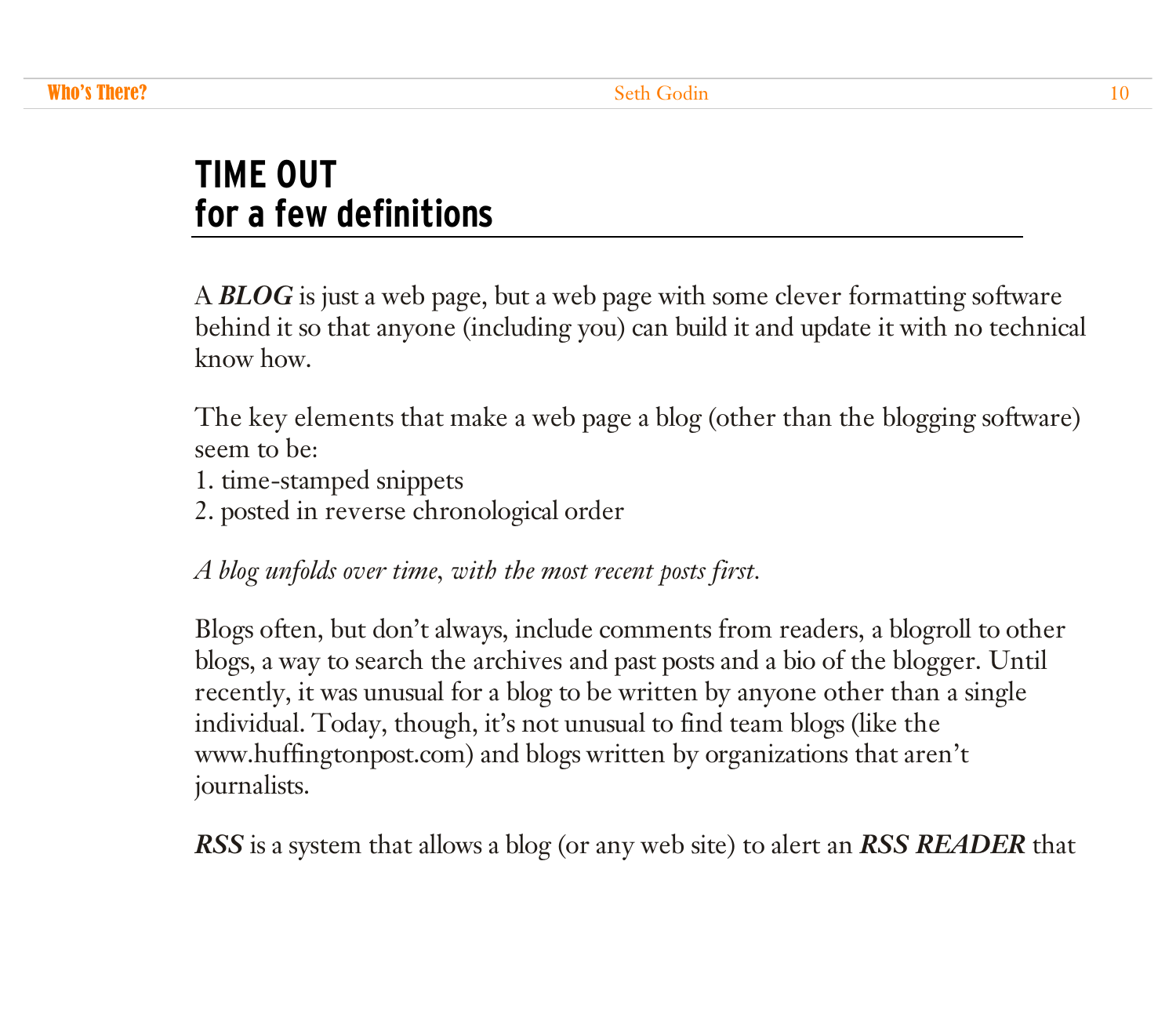## TIME OUT
## for a few definitions

A ***BLOG*** is just a web page, but a web page with some clever formatting software behind it so that anyone (including you) can build it and update it with no technical know how.

The key elements that make a web page a blog (other than the blogging software) seem to be:

1. time-stamped snippets
2. posted in reverse chronological order

*A blog unfolds over time, with the most recent posts first.*

Blogs often, but don't always, include comments from readers, a blogroll to other blogs, a way to search the archives and past posts and a bio of the blogger. Until recently, it was unusual for a blog to be written by anyone other than a single individual. Today, though, it's not unusual to find team blogs (like the www.huffingtonpost.com) and blogs written by organizations that aren't journalists.

***RSS*** is a system that allows a blog (or any web site) to alert an ***RSS READER*** that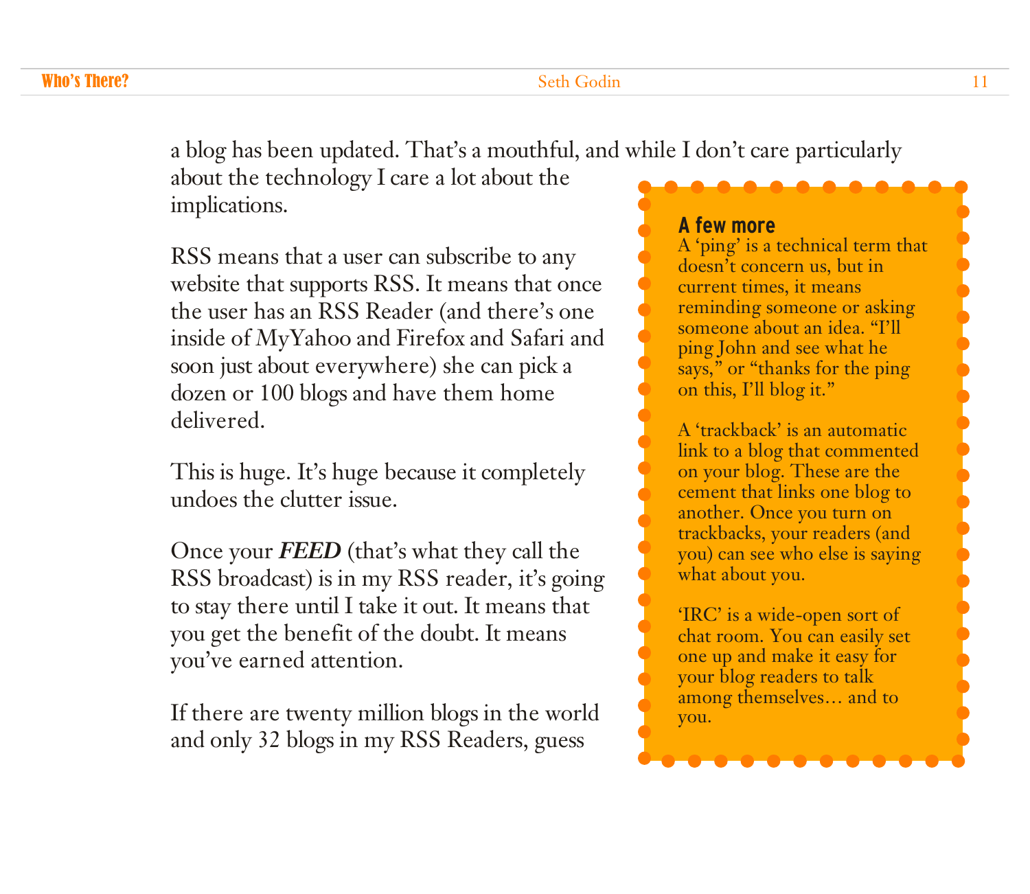a blog has been updated. That's a mouthful, and while I don't care particularly about the technology I care a lot about the implications.

RSS means that a user can subscribe to any website that supports RSS. It means that once the user has an RSS Reader (and there's one inside of MyYahoo and Firefox and Safari and soon just about everywhere) she can pick a dozen or 100 blogs and have them home delivered.

This is huge. It's huge because it completely undoes the clutter issue.

Once your ***FEED*** (that's what they call the RSS broadcast) is in my RSS reader, it's going to stay there until I take it out. It means that you get the benefit of the doubt. It means you've earned attention.

If there are twenty million blogs in the world and only 32 blogs in my RSS Readers, guess

### A few more

A 'ping' is a technical term that doesn't concern us, but in current times, it means reminding someone or asking someone about an idea. "I'll ping John and see what he says," or "thanks for the ping on this, I'll blog it."

A 'trackback' is an automatic link to a blog that commented on your blog. These are the cement that links one blog to another. Once you turn on trackbacks, your readers (and you) can see who else is saying what about you.

'IRC' is a wide-open sort of chat room. You can easily set one up and make it easy for your blog readers to talk among themselves… and to you.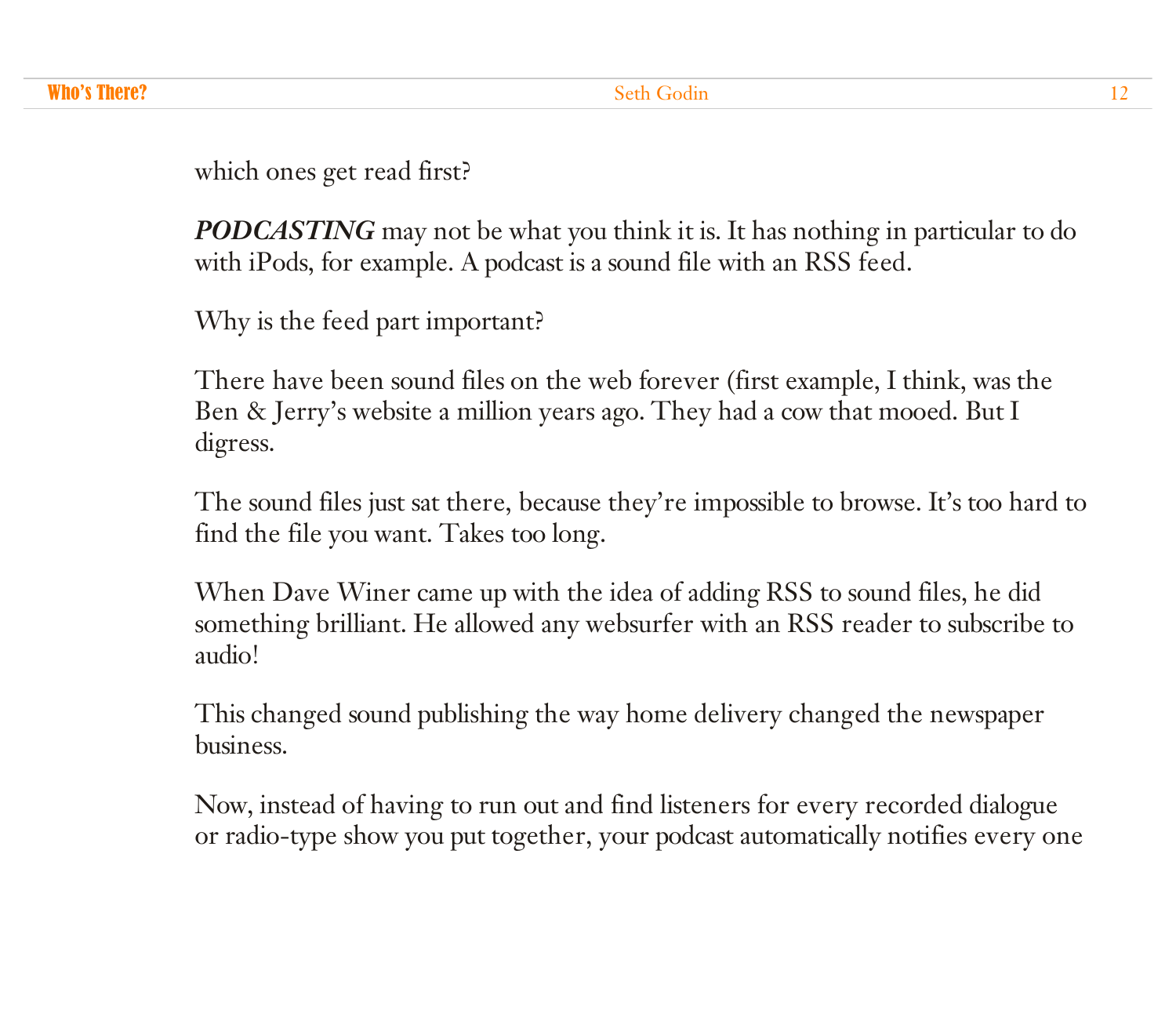which ones get read first?

***PODCASTING*** may not be what you think it is. It has nothing in particular to do with iPods, for example. A podcast is a sound file with an RSS feed.

Why is the feed part important?

There have been sound files on the web forever (first example, I think, was the Ben & Jerry's website a million years ago. They had a cow that mooed. But I digress.

The sound files just sat there, because they're impossible to browse. It's too hard to find the file you want. Takes too long.

When Dave Winer came up with the idea of adding RSS to sound files, he did something brilliant. He allowed any websurfer with an RSS reader to subscribe to audio!

This changed sound publishing the way home delivery changed the newspaper business.

Now, instead of having to run out and find listeners for every recorded dialogue or radio-type show you put together, your podcast automatically notifies every one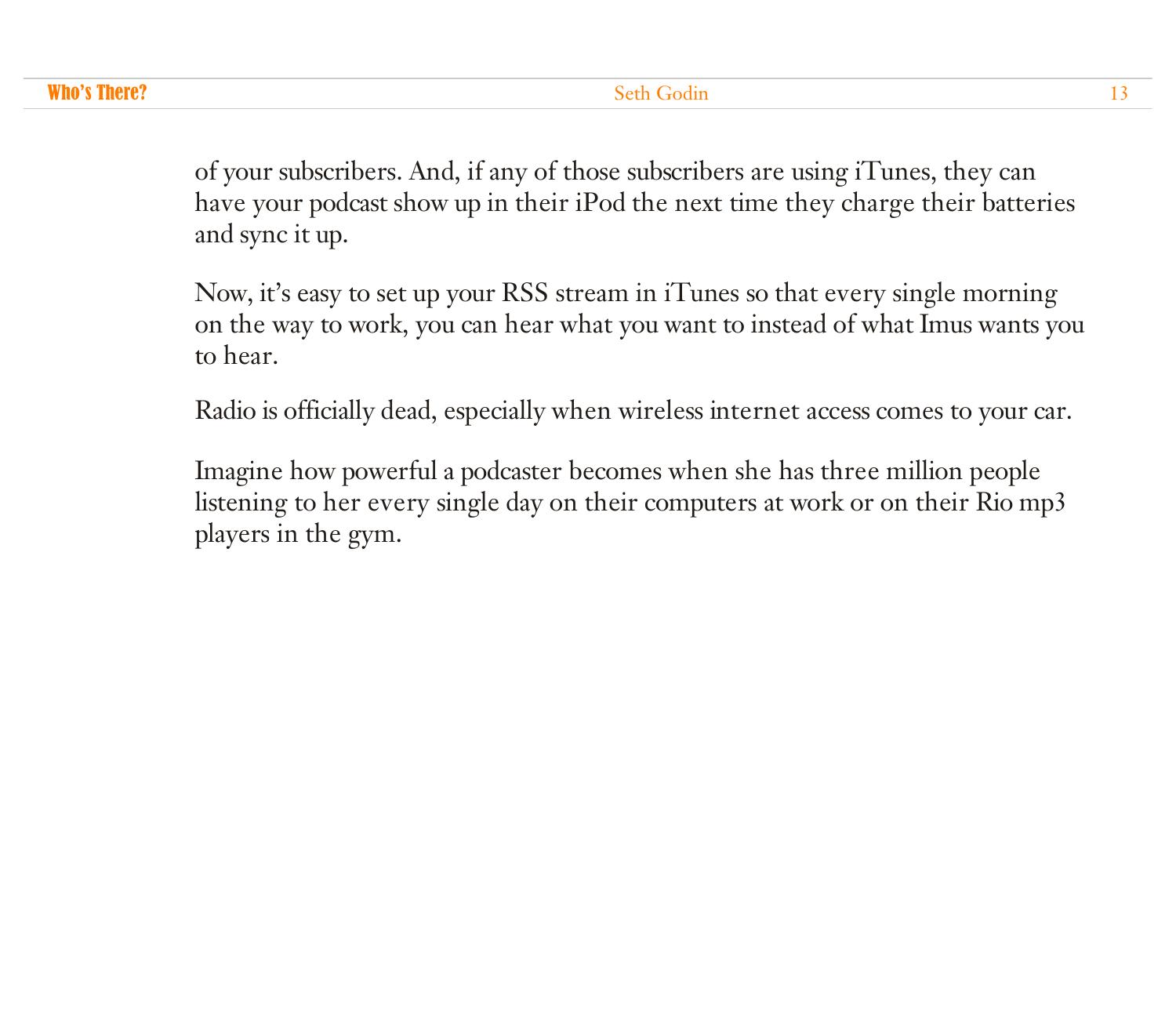of your subscribers. And, if any of those subscribers are using iTunes, they can have your podcast show up in their iPod the next time they charge their batteries and sync it up.

Now, it's easy to set up your RSS stream in iTunes so that every single morning on the way to work, you can hear what you want to instead of what Imus wants you to hear.

Radio is officially dead, especially when wireless internet access comes to your car.

Imagine how powerful a podcaster becomes when she has three million people listening to her every single day on their computers at work or on their Rio mp3 players in the gym.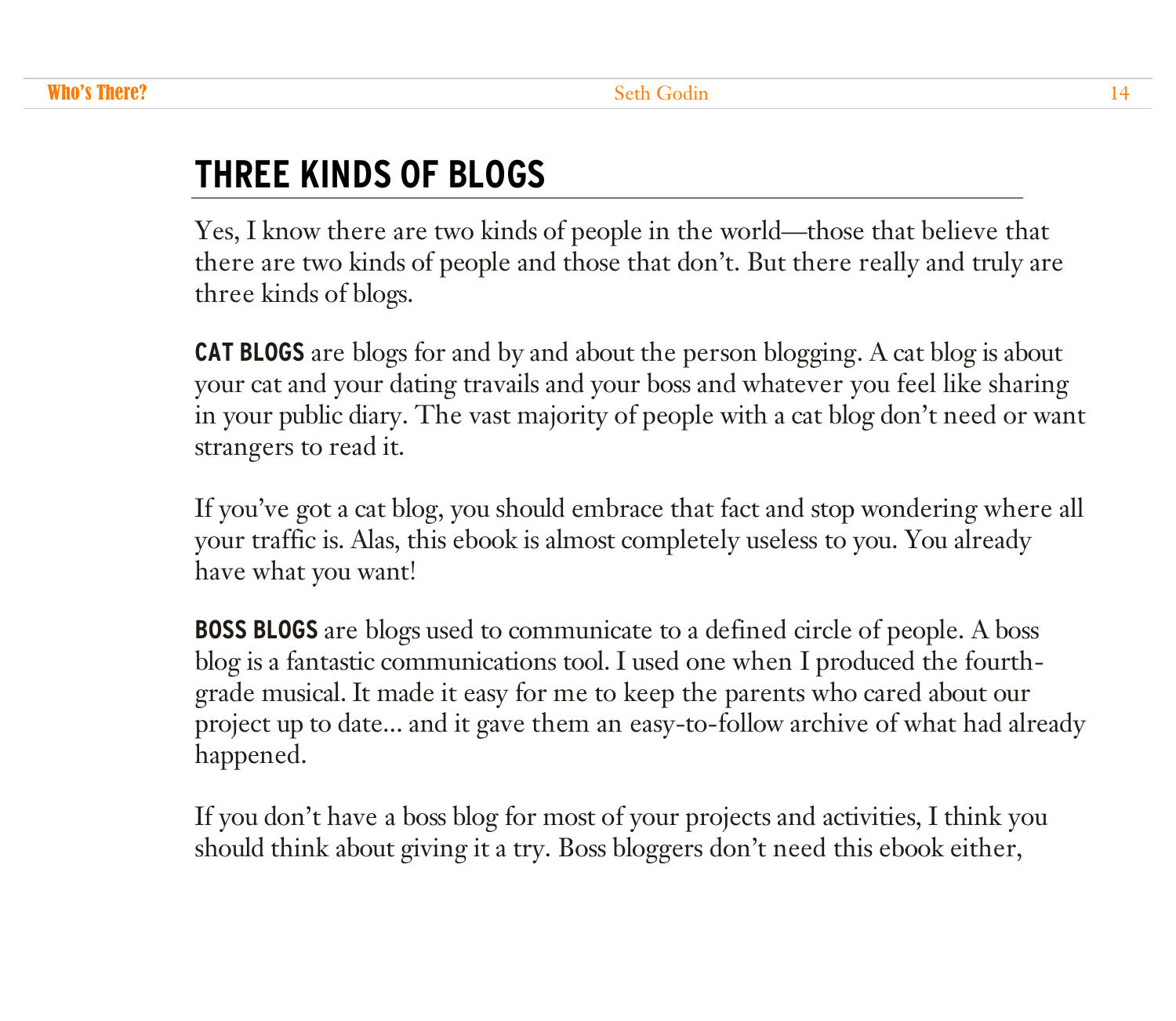## THREE KINDS OF BLOGS

Yes, I know there are two kinds of people in the world—those that believe that there are two kinds of people and those that don't. But there really and truly are three kinds of blogs.

**CAT BLOGS** are blogs for and by and about the person blogging. A cat blog is about your cat and your dating travails and your boss and whatever you feel like sharing in your public diary. The vast majority of people with a cat blog don't need or want strangers to read it.

If you've got a cat blog, you should embrace that fact and stop wondering where all your traffic is. Alas, this ebook is almost completely useless to you. You already have what you want!

**BOSS BLOGS** are blogs used to communicate to a defined circle of people. A boss blog is a fantastic communications tool. I used one when I produced the fourth-grade musical. It made it easy for me to keep the parents who cared about our project up to date... and it gave them an easy-to-follow archive of what had already happened.

If you don't have a boss blog for most of your projects and activities, I think you should think about giving it a try. Boss bloggers don't need this ebook either,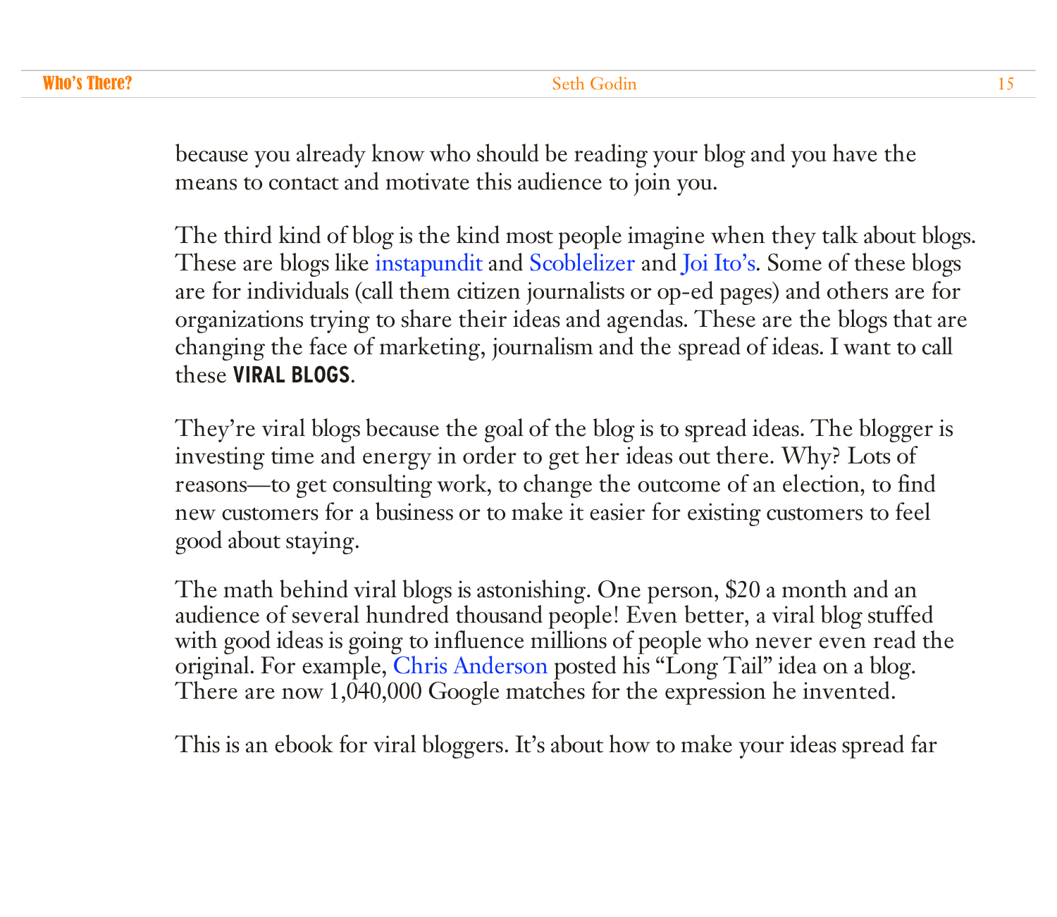because you already know who should be reading your blog and you have the means to contact and motivate this audience to join you.

The third kind of blog is the kind most people imagine when they talk about blogs. These are blogs like instapundit and Scoblelizer and Joi Ito's. Some of these blogs are for individuals (call them citizen journalists or op-ed pages) and others are for organizations trying to share their ideas and agendas. These are the blogs that are changing the face of marketing, journalism and the spread of ideas. I want to call these **VIRAL BLOGS**.

They're viral blogs because the goal of the blog is to spread ideas. The blogger is investing time and energy in order to get her ideas out there. Why? Lots of reasons—to get consulting work, to change the outcome of an election, to find new customers for a business or to make it easier for existing customers to feel good about staying.

The math behind viral blogs is astonishing. One person, $20 a month and an audience of several hundred thousand people! Even better, a viral blog stuffed with good ideas is going to influence millions of people who never even read the original. For example, Chris Anderson posted his "Long Tail" idea on a blog. There are now 1,040,000 Google matches for the expression he invented.

This is an ebook for viral bloggers. It's about how to make your ideas spread far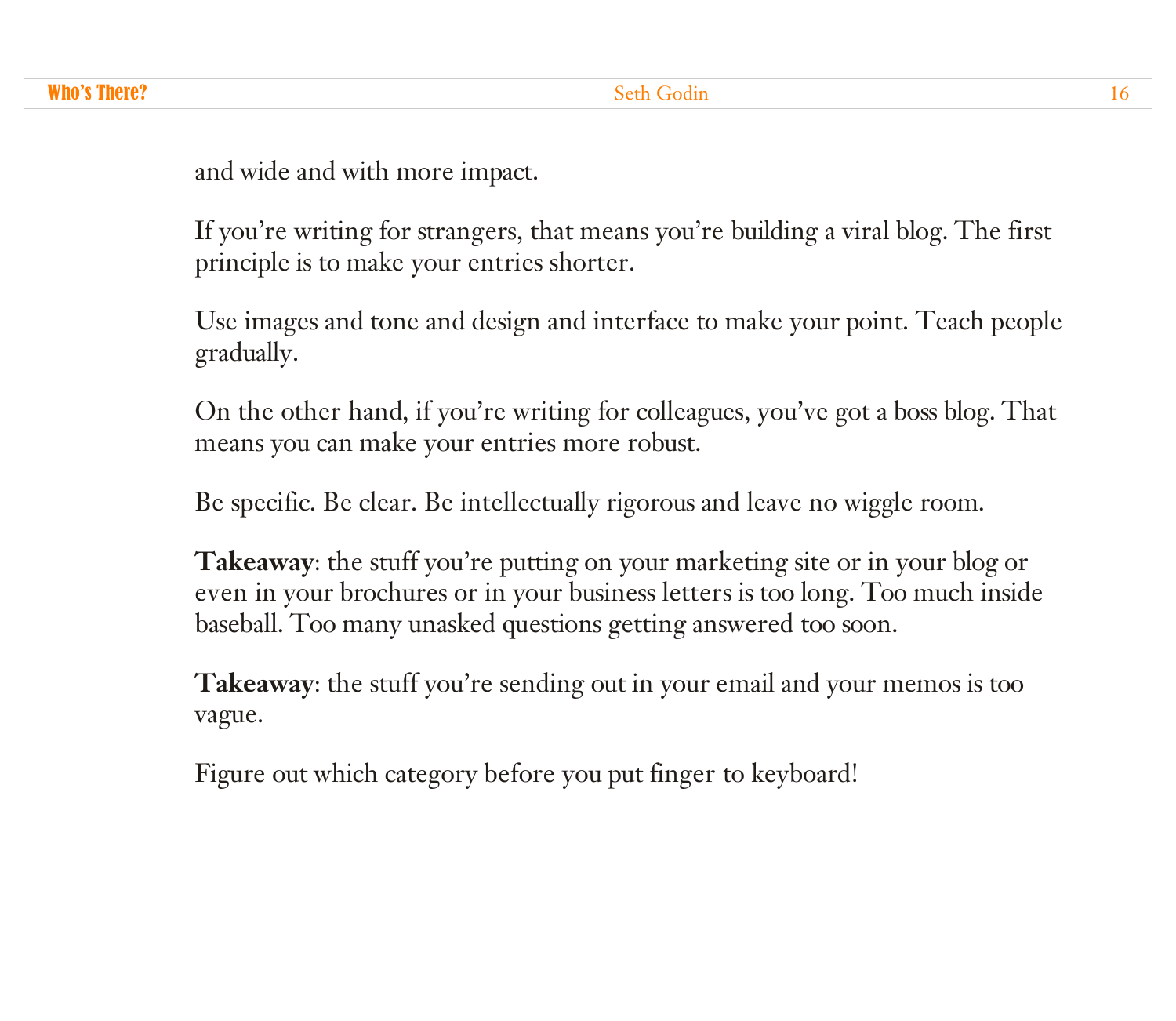and wide and with more impact.

If you're writing for strangers, that means you're building a viral blog. The first principle is to make your entries shorter.

Use images and tone and design and interface to make your point. Teach people gradually.

On the other hand, if you're writing for colleagues, you've got a boss blog. That means you can make your entries more robust.

Be specific. Be clear. Be intellectually rigorous and leave no wiggle room.

**Takeaway**: the stuff you're putting on your marketing site or in your blog or even in your brochures or in your business letters is too long. Too much inside baseball. Too many unasked questions getting answered too soon.

**Takeaway**: the stuff you're sending out in your email and your memos is too vague.

Figure out which category before you put finger to keyboard!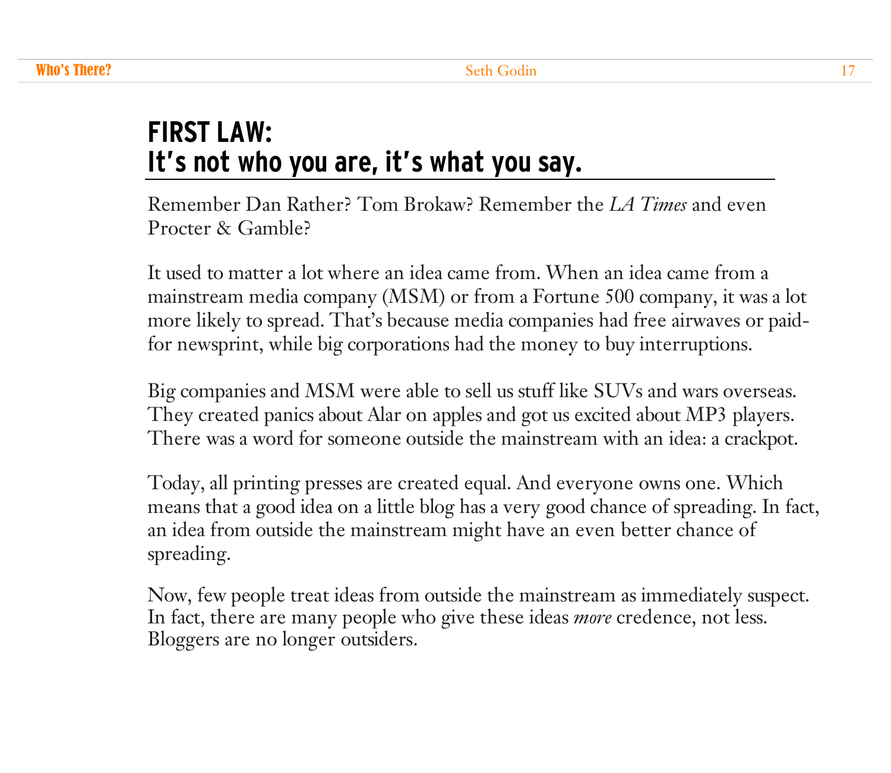## FIRST LAW:
## It's not who you are, it's what you say.

Remember Dan Rather? Tom Brokaw? Remember the *LA Times* and even Procter & Gamble?

It used to matter a lot where an idea came from. When an idea came from a mainstream media company (MSM) or from a Fortune 500 company, it was a lot more likely to spread. That's because media companies had free airwaves or paid-for newsprint, while big corporations had the money to buy interruptions.

Big companies and MSM were able to sell us stuff like SUVs and wars overseas. They created panics about Alar on apples and got us excited about MP3 players. There was a word for someone outside the mainstream with an idea: a crackpot.

Today, all printing presses are created equal. And everyone owns one. Which means that a good idea on a little blog has a very good chance of spreading. In fact, an idea from outside the mainstream might have an even better chance of spreading.

Now, few people treat ideas from outside the mainstream as immediately suspect. In fact, there are many people who give these ideas *more* credence, not less. Bloggers are no longer outsiders.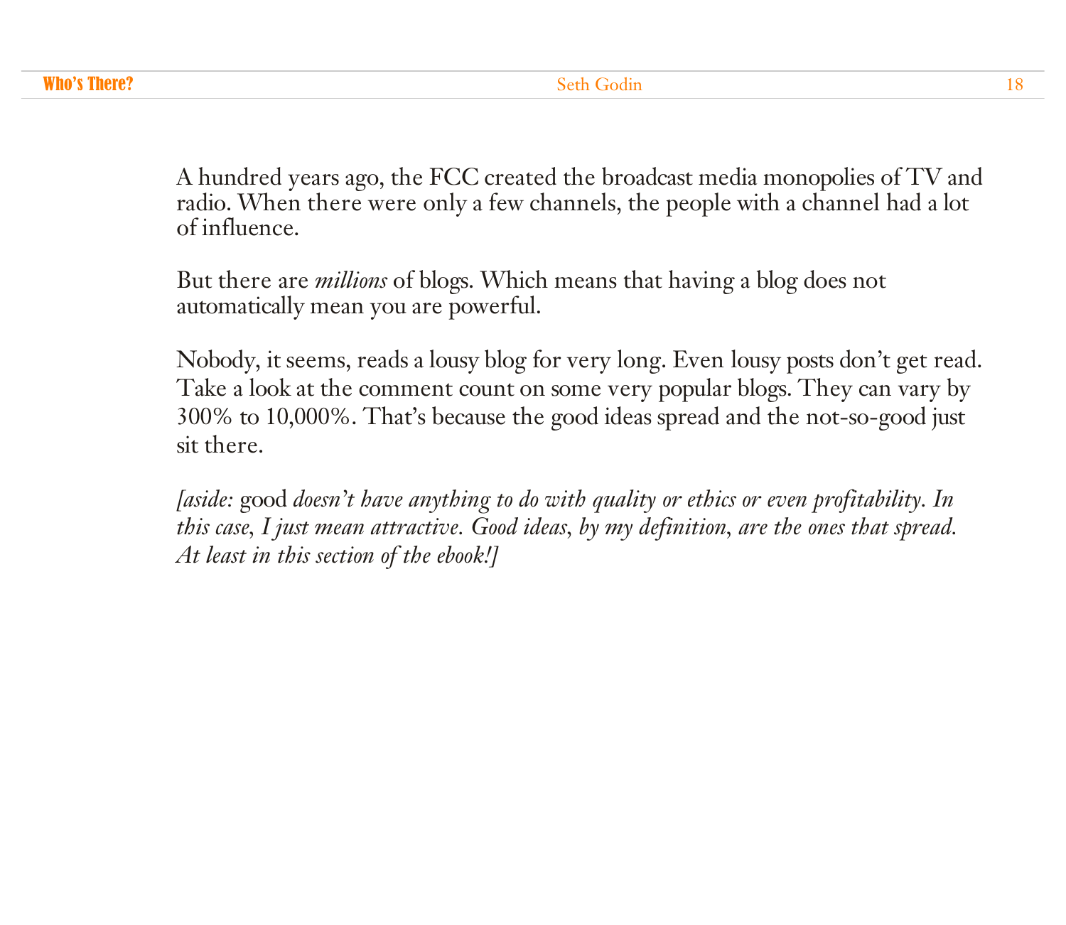A hundred years ago, the FCC created the broadcast media monopolies of TV and radio. When there were only a few channels, the people with a channel had a lot of influence.

But there are *millions* of blogs. Which means that having a blog does not automatically mean you are powerful.

Nobody, it seems, reads a lousy blog for very long. Even lousy posts don't get read. Take a look at the comment count on some very popular blogs. They can vary by 300% to 10,000%. That's because the good ideas spread and the not-so-good just sit there.

*[aside:* good *doesn't have anything to do with quality or ethics or even profitability. In this case, I just mean attractive. Good ideas, by my definition, are the ones that spread. At least in this section of the ebook!]*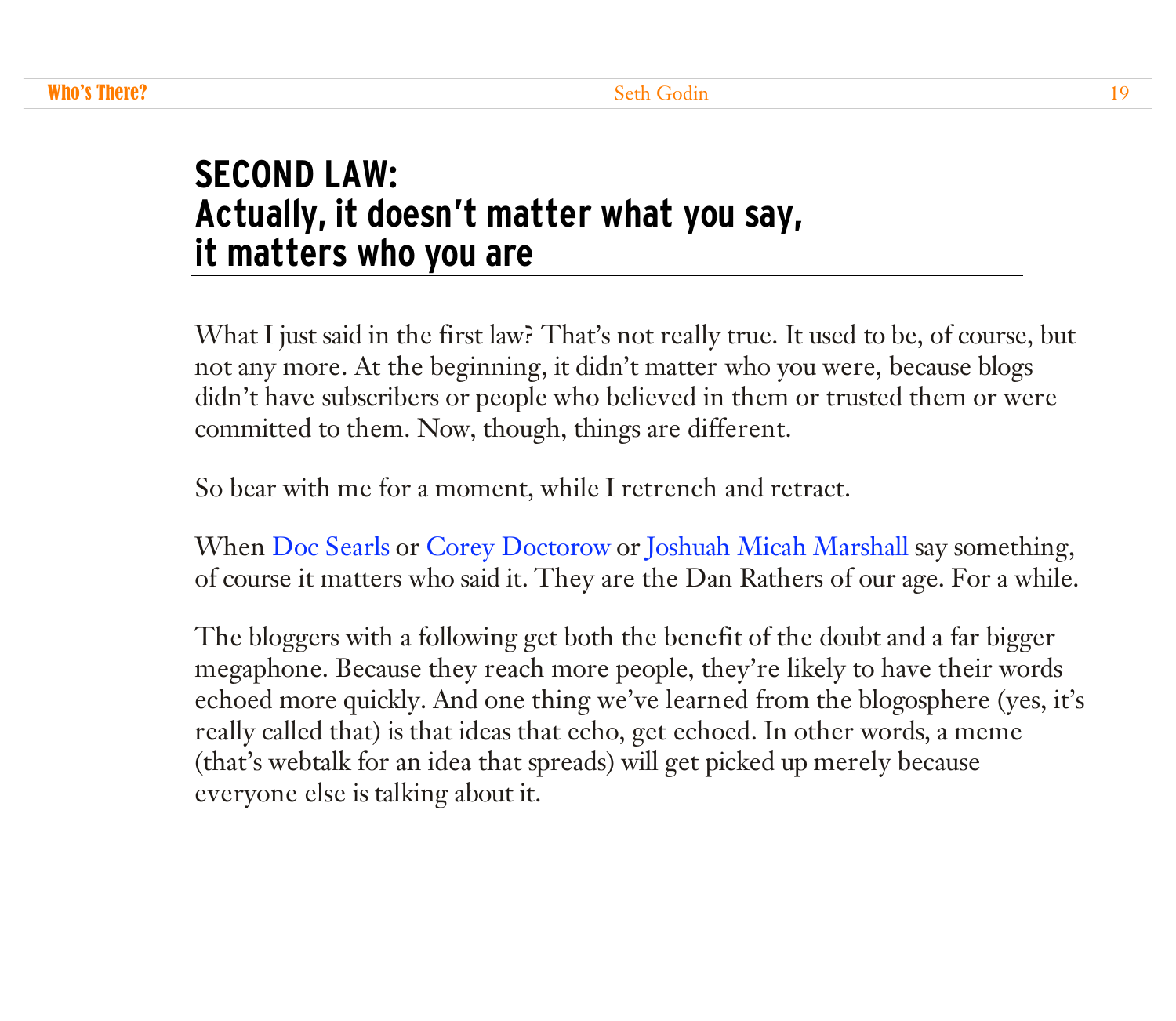## SECOND LAW: Actually, it doesn't matter what you say, it matters who you are

What I just said in the first law? That's not really true. It used to be, of course, but not any more. At the beginning, it didn't matter who you were, because blogs didn't have subscribers or people who believed in them or trusted them or were committed to them. Now, though, things are different.

So bear with me for a moment, while I retrench and retract.

When Doc Searls or Corey Doctorow or Joshuah Micah Marshall say something, of course it matters who said it. They are the Dan Rathers of our age. For a while.

The bloggers with a following get both the benefit of the doubt and a far bigger megaphone. Because they reach more people, they're likely to have their words echoed more quickly. And one thing we've learned from the blogosphere (yes, it's really called that) is that ideas that echo, get echoed. In other words, a meme (that's webtalk for an idea that spreads) will get picked up merely because everyone else is talking about it.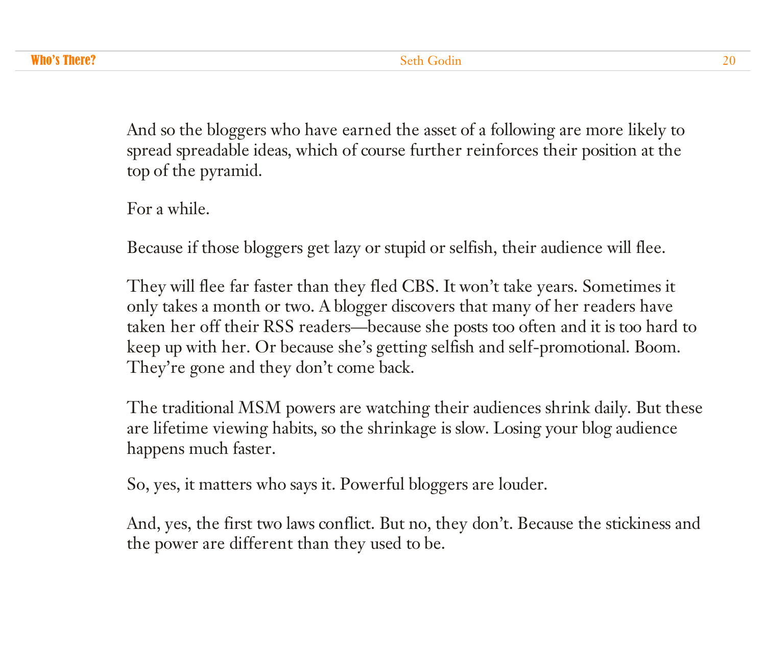And so the bloggers who have earned the asset of a following are more likely to spread spreadable ideas, which of course further reinforces their position at the top of the pyramid.

For a while.

Because if those bloggers get lazy or stupid or selfish, their audience will flee.

They will flee far faster than they fled CBS. It won't take years. Sometimes it only takes a month or two. A blogger discovers that many of her readers have taken her off their RSS readers—because she posts too often and it is too hard to keep up with her. Or because she's getting selfish and self-promotional. Boom. They're gone and they don't come back.

The traditional MSM powers are watching their audiences shrink daily. But these are lifetime viewing habits, so the shrinkage is slow. Losing your blog audience happens much faster.

So, yes, it matters who says it. Powerful bloggers are louder.

And, yes, the first two laws conflict. But no, they don't. Because the stickiness and the power are different than they used to be.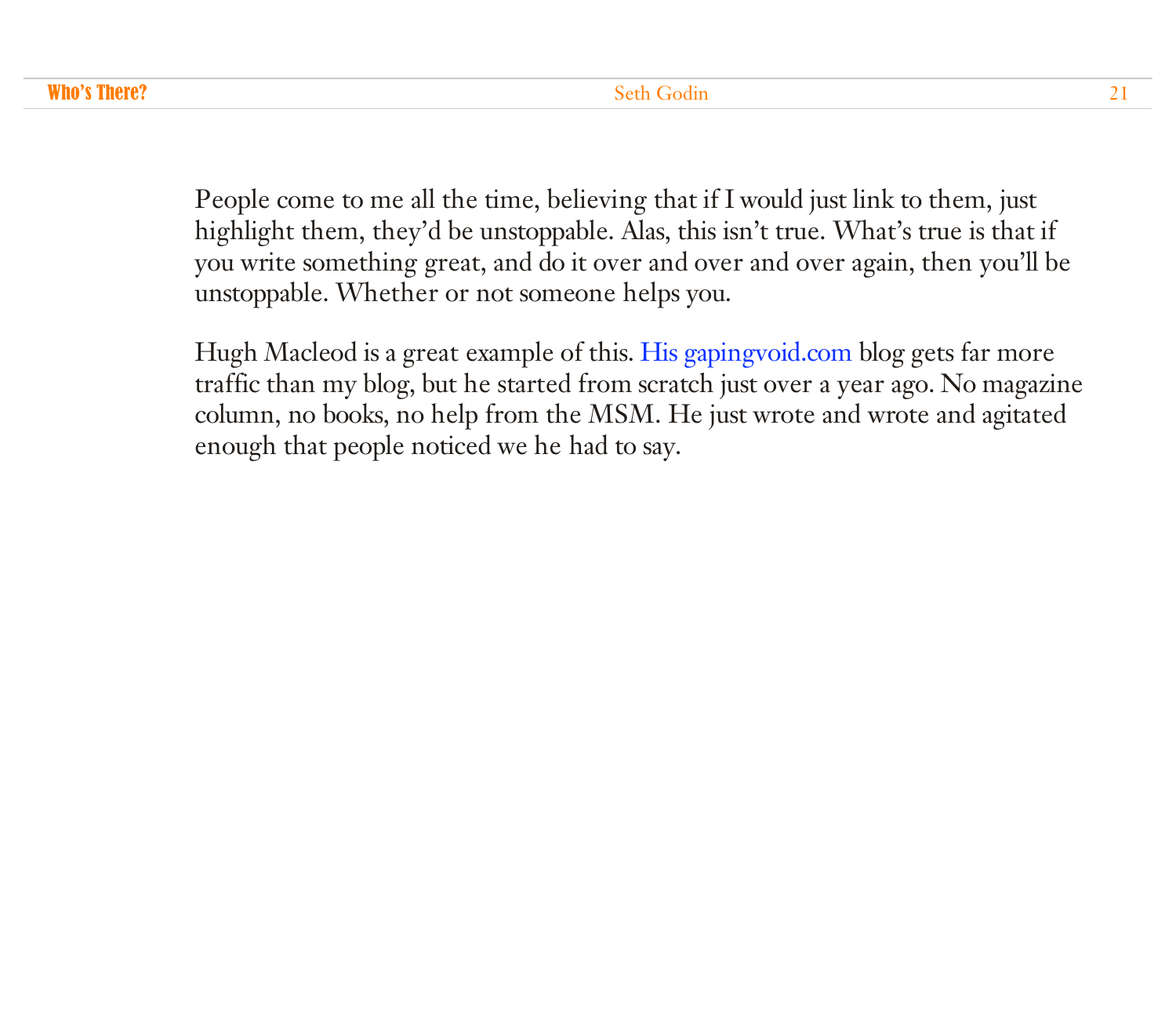People come to me all the time, believing that if I would just link to them, just highlight them, they'd be unstoppable. Alas, this isn't true. What's true is that if you write something great, and do it over and over and over again, then you'll be unstoppable. Whether or not someone helps you.

Hugh Macleod is a great example of this. His gapingvoid.com blog gets far more traffic than my blog, but he started from scratch just over a year ago. No magazine column, no books, no help from the MSM. He just wrote and wrote and agitated enough that people noticed we he had to say.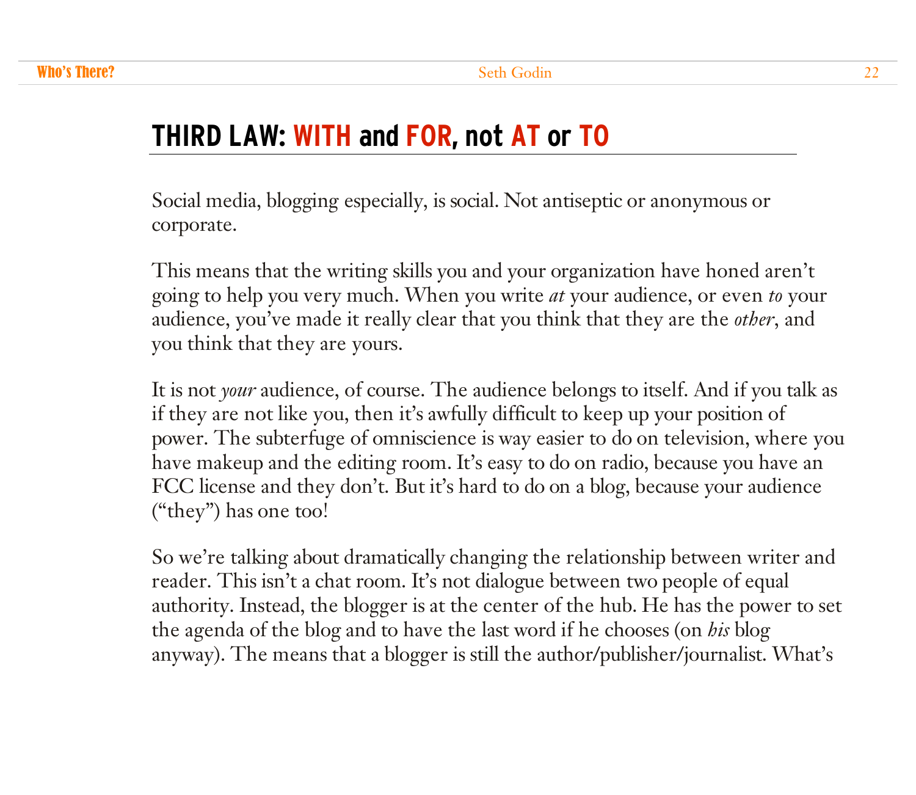## THIRD LAW: WITH and FOR, not AT or TO

Social media, blogging especially, is social. Not antiseptic or anonymous or corporate.

This means that the writing skills you and your organization have honed aren't going to help you very much. When you write *at* your audience, or even *to* your audience, you've made it really clear that you think that they are the *other*, and you think that they are yours.

It is not *your* audience, of course. The audience belongs to itself. And if you talk as if they are not like you, then it's awfully difficult to keep up your position of power. The subterfuge of omniscience is way easier to do on television, where you have makeup and the editing room. It's easy to do on radio, because you have an FCC license and they don't. But it's hard to do on a blog, because your audience ("they") has one too!

So we're talking about dramatically changing the relationship between writer and reader. This isn't a chat room. It's not dialogue between two people of equal authority. Instead, the blogger is at the center of the hub. He has the power to set the agenda of the blog and to have the last word if he chooses (on *his* blog anyway). The means that a blogger is still the author/publisher/journalist. What's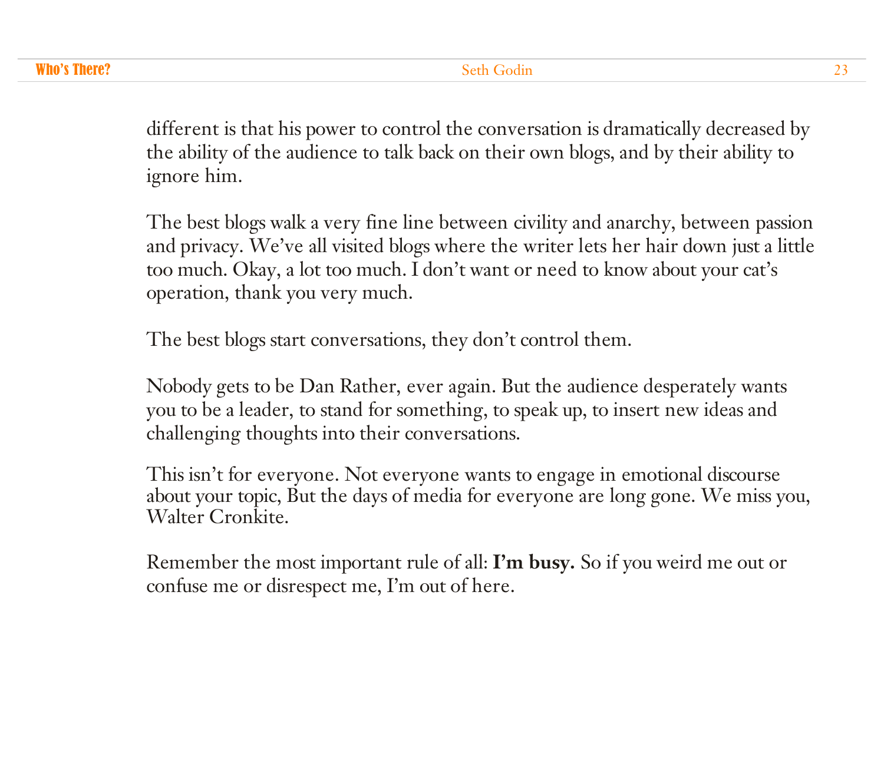different is that his power to control the conversation is dramatically decreased by the ability of the audience to talk back on their own blogs, and by their ability to ignore him.

The best blogs walk a very fine line between civility and anarchy, between passion and privacy. We've all visited blogs where the writer lets her hair down just a little too much. Okay, a lot too much. I don't want or need to know about your cat's operation, thank you very much.

The best blogs start conversations, they don't control them.

Nobody gets to be Dan Rather, ever again. But the audience desperately wants you to be a leader, to stand for something, to speak up, to insert new ideas and challenging thoughts into their conversations.

This isn't for everyone. Not everyone wants to engage in emotional discourse about your topic, But the days of media for everyone are long gone. We miss you, Walter Cronkite.

Remember the most important rule of all: **I'm busy.** So if you weird me out or confuse me or disrespect me, I'm out of here.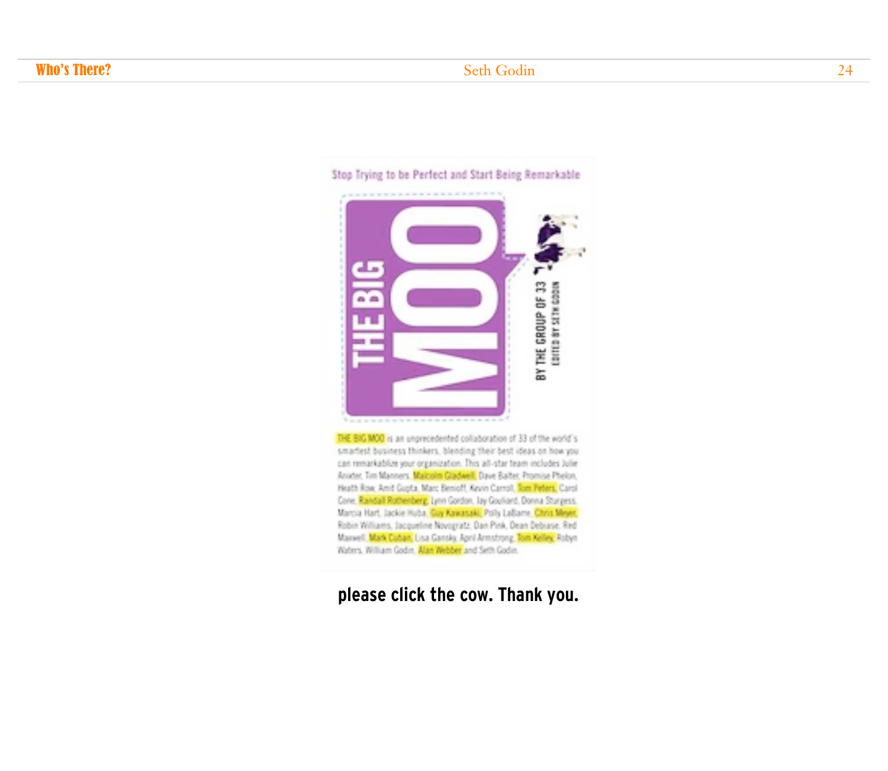Stop Trying to be Perfect and Start Being Remarkable

# THE BIG MOO

BY THE GROUP OF 33

EDITED BY SETH GODIN

THE BIG MOO is an unprecedented collaboration of 33 of the world's smartest business thinkers, blending their best ideas on how you can remarkablize your organization. This all-star team includes Julie Anixter, Tim Manners, Malcolm Gladwell, Dave Balter, Promise Phelon, Heath Row, Amit Gupta, Marc Benioff, Kevin Carroll, Tom Peters, Carol Cone, Randall Rothenberg, Lynn Gordon, Jay Gouliard, Donna Sturgess, Marcia Hart, Jackie Huba, Guy Kawasaki, Polly LaBarre, Chris Meyer, Robin Williams, Jacqueline Novogratz, Dan Pink, Dean Debiase, Red Maxwell, Mark Cuban, Lisa Gansky, April Armstrong, Tom Kelley, Robyn Waters, William Godin, Alan Webber and Seth Godin.

**please click the cow. Thank you.**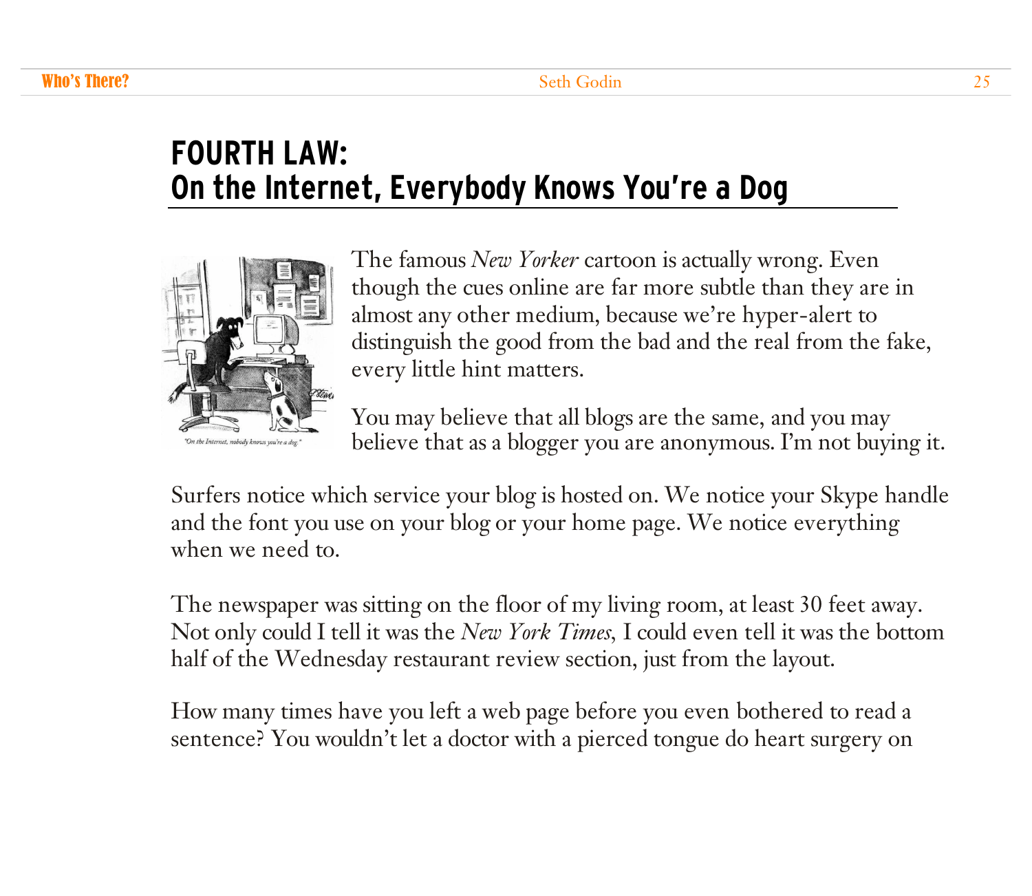## FOURTH LAW:
## On the Internet, Everybody Knows You're a Dog

The famous *New Yorker* cartoon is actually wrong. Even though the cues online are far more subtle than they are in almost any other medium, because we're hyper-alert to distinguish the good from the bad and the real from the fake, every little hint matters.

You may believe that all blogs are the same, and you may believe that as a blogger you are anonymous. I'm not buying it.

Surfers notice which service your blog is hosted on. We notice your Skype handle and the font you use on your blog or your home page. We notice everything when we need to.

The newspaper was sitting on the floor of my living room, at least 30 feet away. Not only could I tell it was the *New York Times*, I could even tell it was the bottom half of the Wednesday restaurant review section, just from the layout.

How many times have you left a web page before you even bothered to read a sentence? You wouldn't let a doctor with a pierced tongue do heart surgery on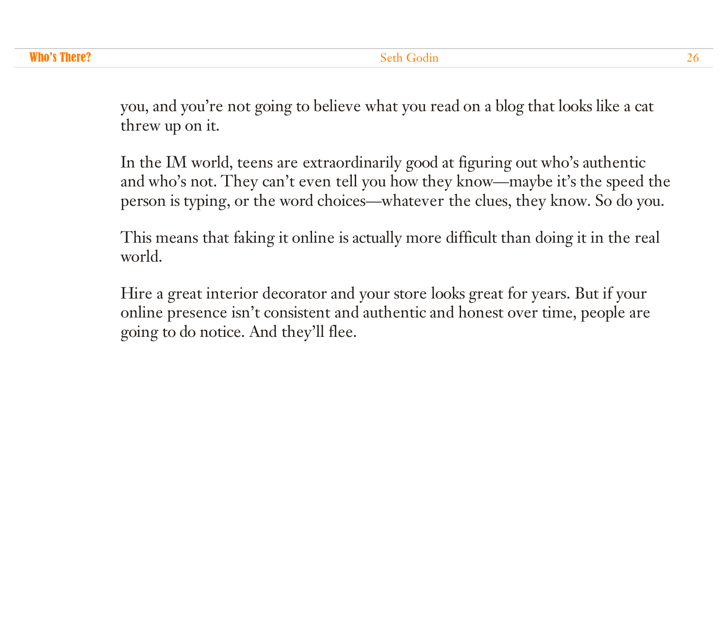you, and you're not going to believe what you read on a blog that looks like a cat threw up on it.

In the IM world, teens are extraordinarily good at figuring out who's authentic and who's not. They can't even tell you how they know—maybe it's the speed the person is typing, or the word choices—whatever the clues, they know. So do you.

This means that faking it online is actually more difficult than doing it in the real world.

Hire a great interior decorator and your store looks great for years. But if your online presence isn't consistent and authentic and honest over time, people are going to do notice. And they'll flee.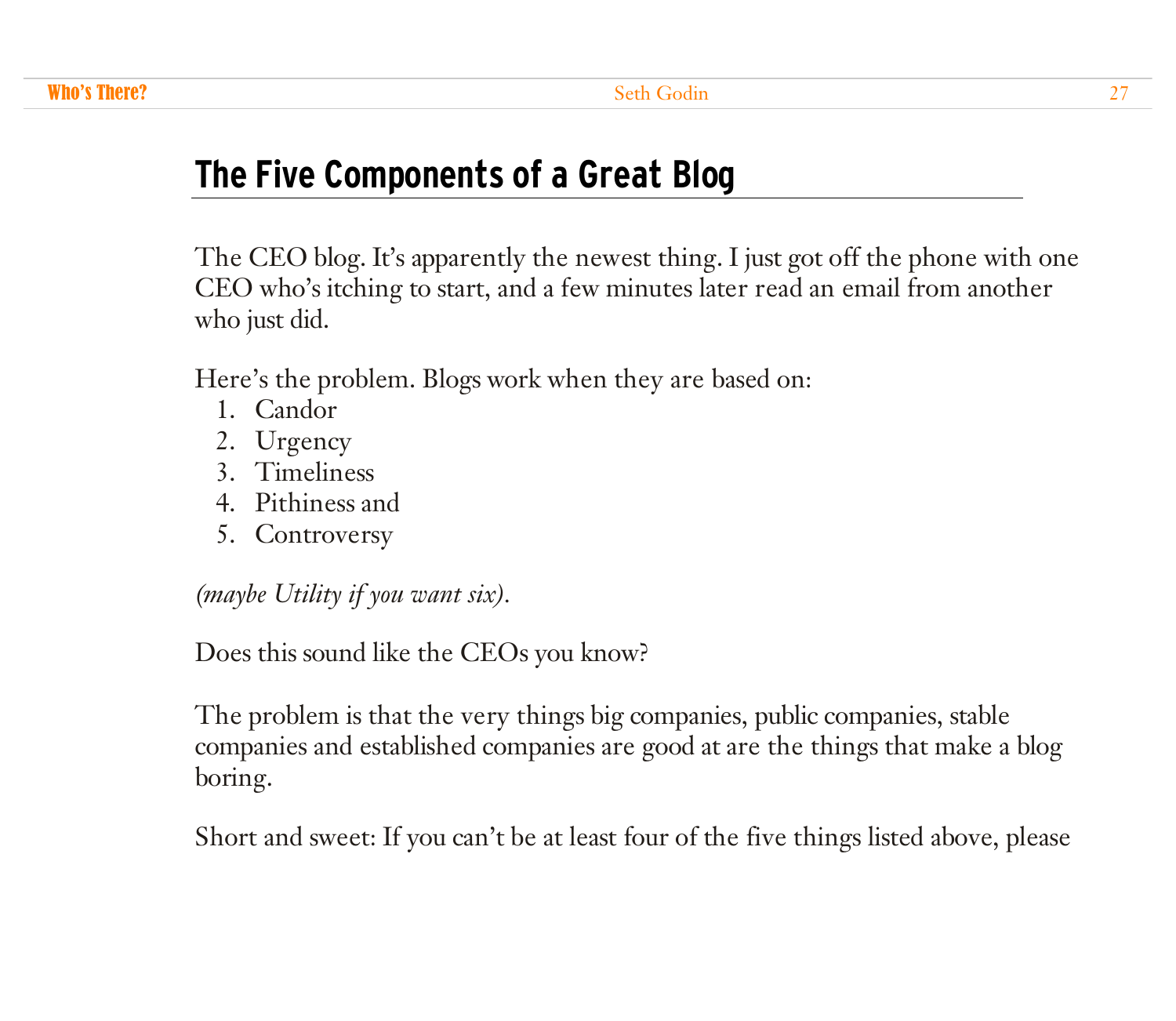## The Five Components of a Great Blog

The CEO blog. It's apparently the newest thing. I just got off the phone with one CEO who's itching to start, and a few minutes later read an email from another who just did.

Here's the problem. Blogs work when they are based on:

1. Candor
2. Urgency
3. Timeliness
4. Pithiness and
5. Controversy

*(maybe Utility if you want six)*.

Does this sound like the CEOs you know?

The problem is that the very things big companies, public companies, stable companies and established companies are good at are the things that make a blog boring.

Short and sweet: If you can't be at least four of the five things listed above, please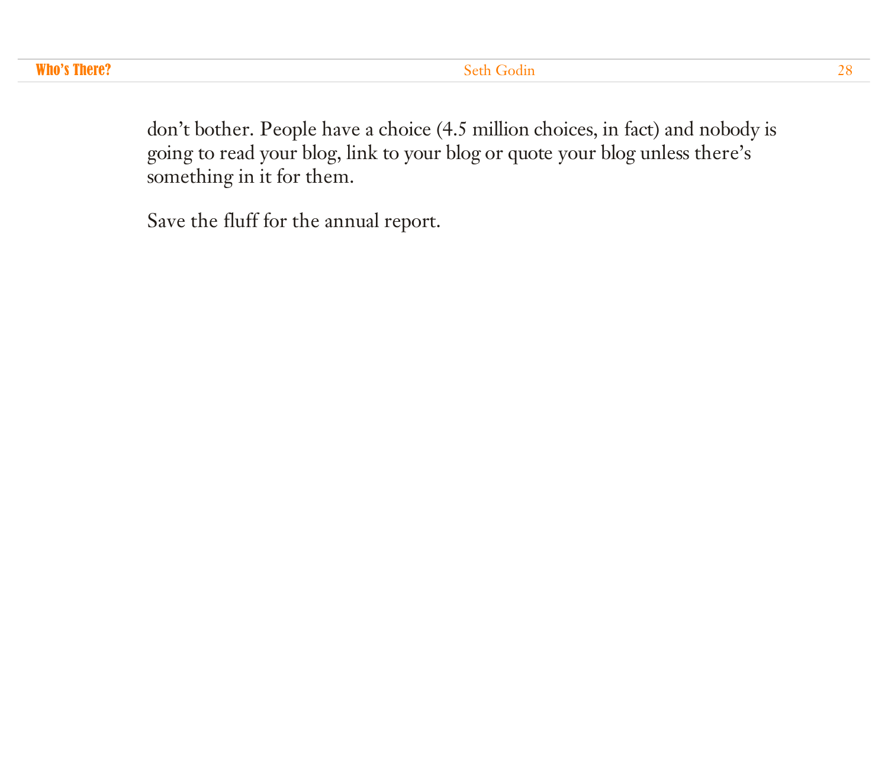don't bother. People have a choice (4.5 million choices, in fact) and nobody is going to read your blog, link to your blog or quote your blog unless there's something in it for them.

Save the fluff for the annual report.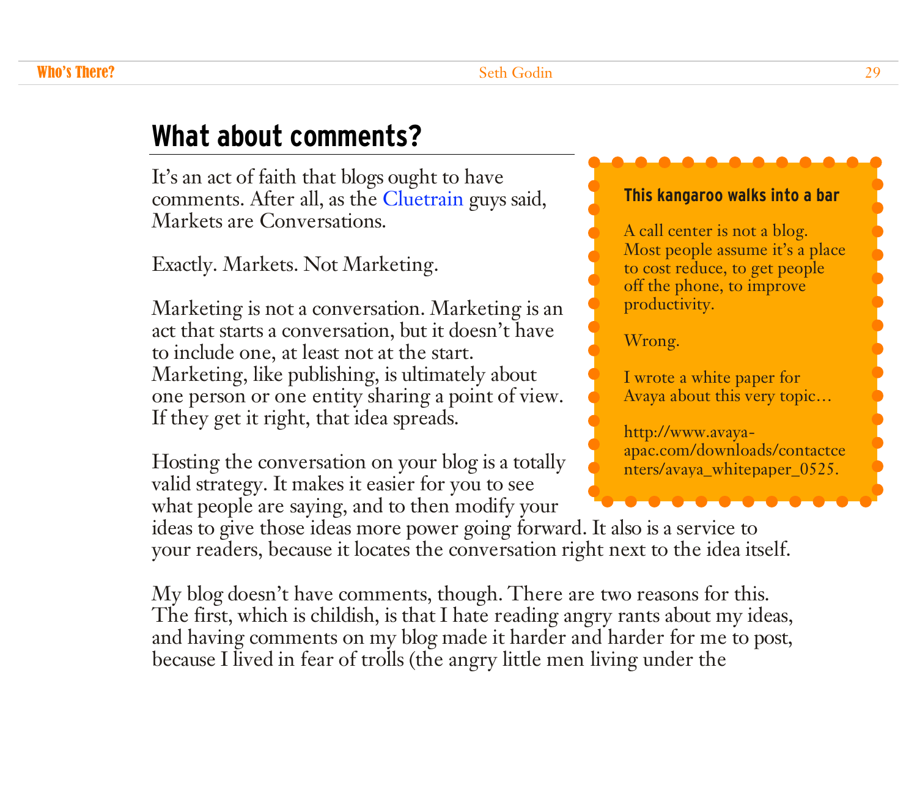## What about comments?

It's an act of faith that blogs ought to have comments. After all, as the Cluetrain guys said, Markets are Conversations.

Exactly. Markets. Not Marketing.

Marketing is not a conversation. Marketing is an act that starts a conversation, but it doesn't have to include one, at least not at the start. Marketing, like publishing, is ultimately about one person or one entity sharing a point of view. If they get it right, that idea spreads.

Hosting the conversation on your blog is a totally valid strategy. It makes it easier for you to see what people are saying, and to then modify your ideas to give those ideas more power going forward. It also is a service to your readers, because it locates the conversation right next to the idea itself.

> **This kangaroo walks into a bar**
>
> A call center is not a blog. Most people assume it's a place to cost reduce, to get people off the phone, to improve productivity.
>
> Wrong.
>
> I wrote a white paper for Avaya about this very topic…
>
> http://www.avaya-apac.com/downloads/contactcenters/avaya_whitepaper_0525.

My blog doesn't have comments, though. There are two reasons for this. The first, which is childish, is that I hate reading angry rants about my ideas, and having comments on my blog made it harder and harder for me to post, because I lived in fear of trolls (the angry little men living under the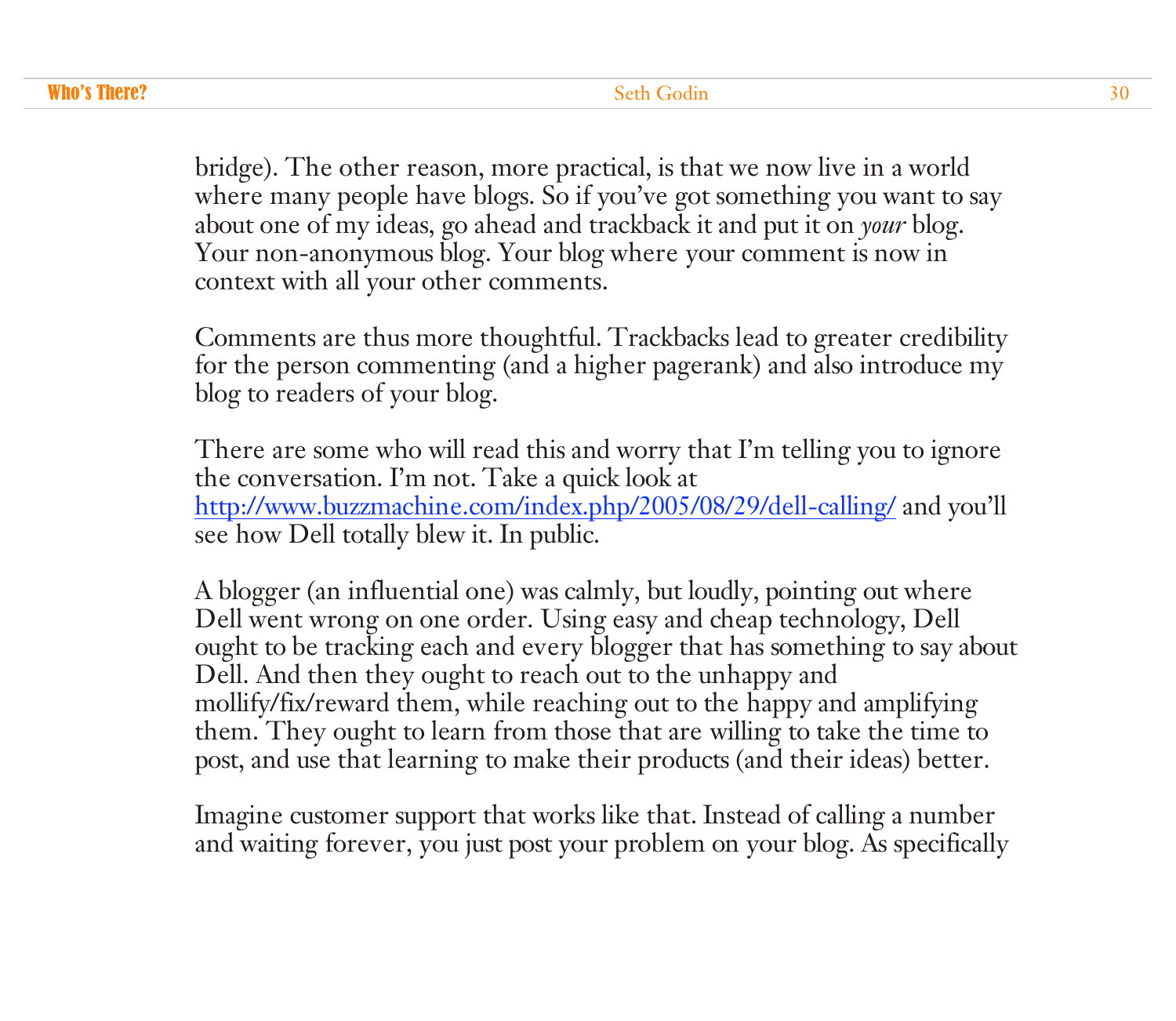bridge). The other reason, more practical, is that we now live in a world where many people have blogs. So if you've got something you want to say about one of my ideas, go ahead and trackback it and put it on *your* blog. Your non-anonymous blog. Your blog where your comment is now in context with all your other comments.

Comments are thus more thoughtful. Trackbacks lead to greater credibility for the person commenting (and a higher pagerank) and also introduce my blog to readers of your blog.

There are some who will read this and worry that I'm telling you to ignore the conversation. I'm not. Take a quick look at http://www.buzzmachine.com/index.php/2005/08/29/dell-calling/ and you'll see how Dell totally blew it. In public.

A blogger (an influential one) was calmly, but loudly, pointing out where Dell went wrong on one order. Using easy and cheap technology, Dell ought to be tracking each and every blogger that has something to say about Dell. And then they ought to reach out to the unhappy and mollify/fix/reward them, while reaching out to the happy and amplifying them. They ought to learn from those that are willing to take the time to post, and use that learning to make their products (and their ideas) better.

Imagine customer support that works like that. Instead of calling a number and waiting forever, you just post your problem on your blog. As specifically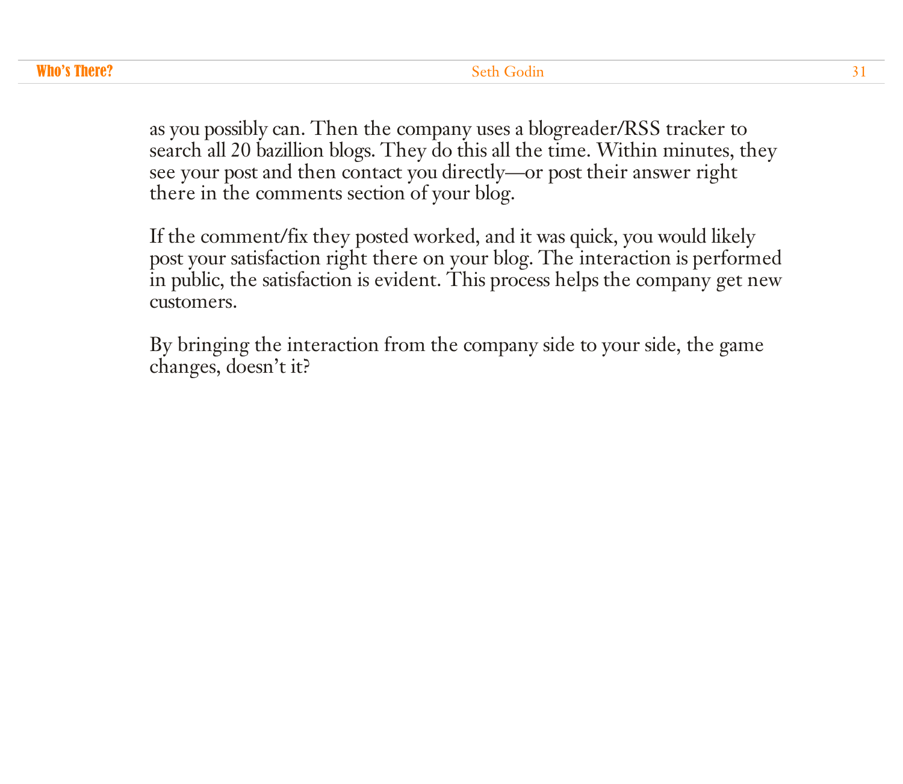as you possibly can. Then the company uses a blogreader/RSS tracker to search all 20 bazillion blogs. They do this all the time. Within minutes, they see your post and then contact you directly—or post their answer right there in the comments section of your blog.

If the comment/fix they posted worked, and it was quick, you would likely post your satisfaction right there on your blog. The interaction is performed in public, the satisfaction is evident. This process helps the company get new customers.

By bringing the interaction from the company side to your side, the game changes, doesn't it?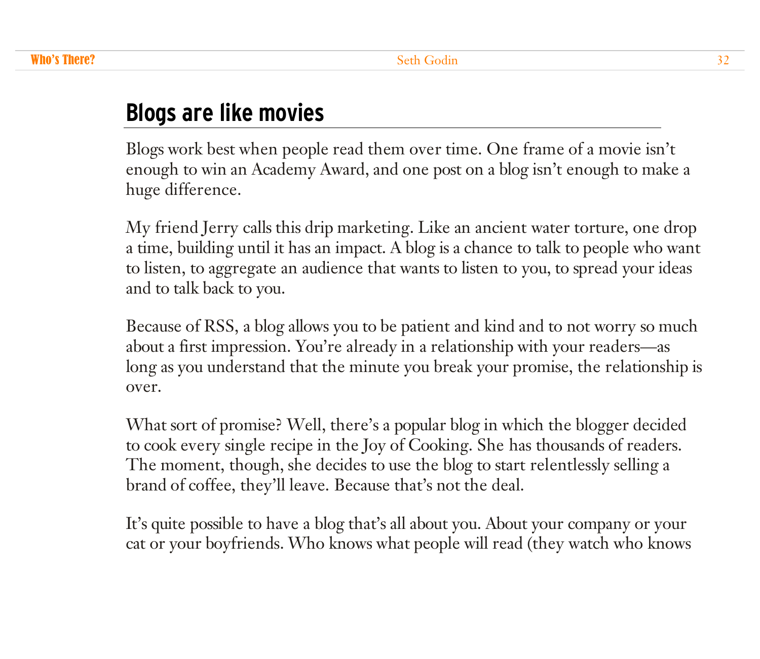## Blogs are like movies

Blogs work best when people read them over time. One frame of a movie isn't enough to win an Academy Award, and one post on a blog isn't enough to make a huge difference.

My friend Jerry calls this drip marketing. Like an ancient water torture, one drop a time, building until it has an impact. A blog is a chance to talk to people who want to listen, to aggregate an audience that wants to listen to you, to spread your ideas and to talk back to you.

Because of RSS, a blog allows you to be patient and kind and to not worry so much about a first impression. You're already in a relationship with your readers—as long as you understand that the minute you break your promise, the relationship is over.

What sort of promise? Well, there's a popular blog in which the blogger decided to cook every single recipe in the Joy of Cooking. She has thousands of readers. The moment, though, she decides to use the blog to start relentlessly selling a brand of coffee, they'll leave. Because that's not the deal.

It's quite possible to have a blog that's all about you. About your company or your cat or your boyfriends. Who knows what people will read (they watch who knows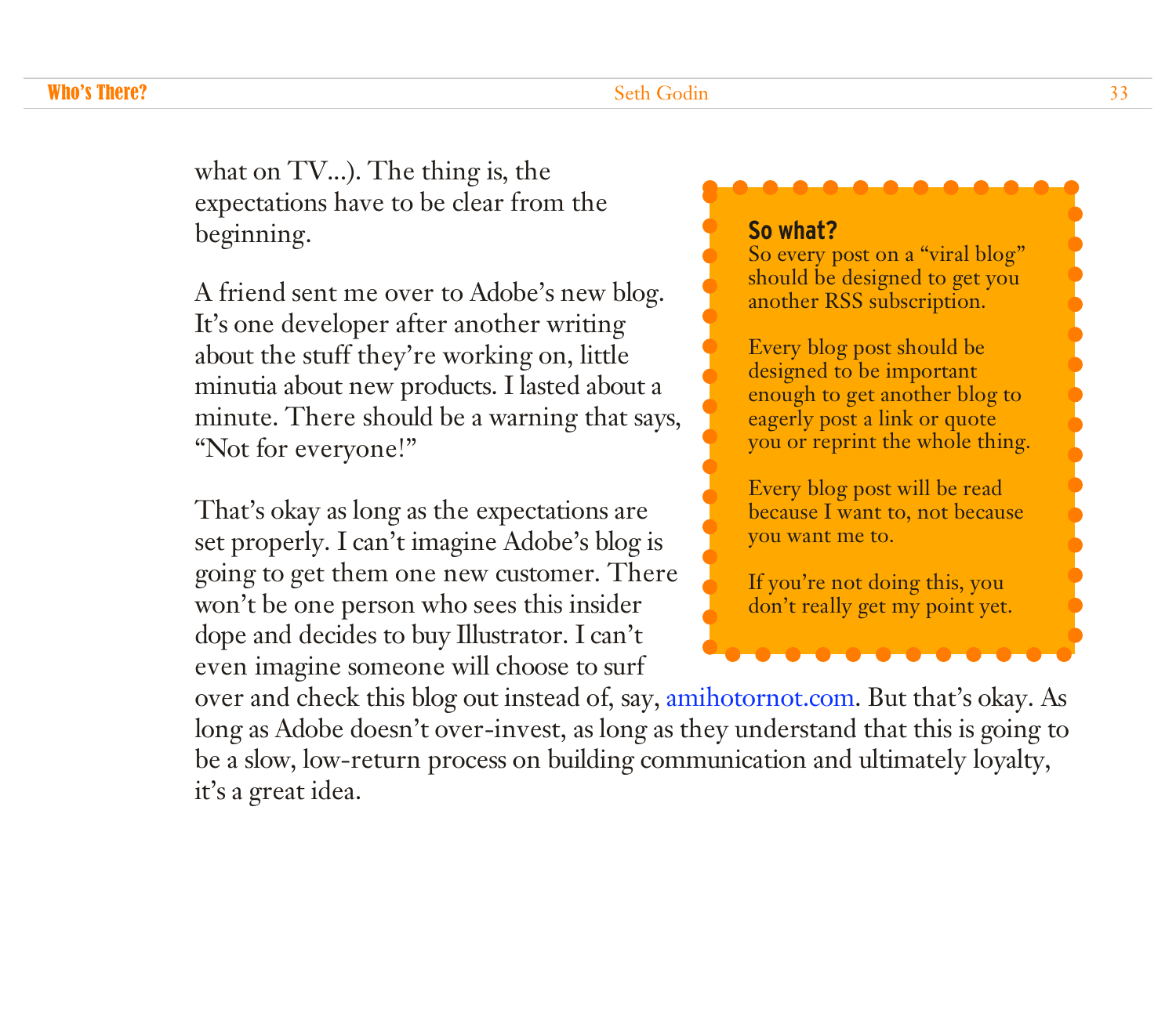what on TV...). The thing is, the expectations have to be clear from the beginning.

A friend sent me over to Adobe's new blog. It's one developer after another writing about the stuff they're working on, little minutia about new products. I lasted about a minute. There should be a warning that says, "Not for everyone!"

That's okay as long as the expectations are set properly. I can't imagine Adobe's blog is going to get them one new customer. There won't be one person who sees this insider dope and decides to buy Illustrator. I can't even imagine someone will choose to surf over and check this blog out instead of, say, amihotornot.com. But that's okay. As long as Adobe doesn't over-invest, as long as they understand that this is going to be a slow, low-return process on building communication and ultimately loyalty, it's a great idea.

**So what?**

So every post on a "viral blog" should be designed to get you another RSS subscription.

Every blog post should be designed to be important enough to get another blog to eagerly post a link or quote you or reprint the whole thing.

Every blog post will be read because I want to, not because you want me to.

If you're not doing this, you don't really get my point yet.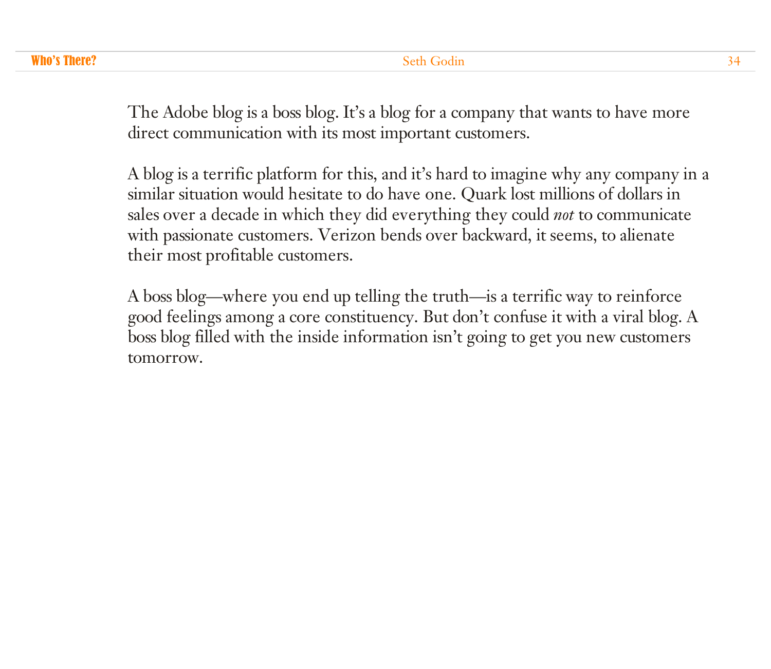The Adobe blog is a boss blog. It's a blog for a company that wants to have more direct communication with its most important customers.

A blog is a terrific platform for this, and it's hard to imagine why any company in a similar situation would hesitate to do have one. Quark lost millions of dollars in sales over a decade in which they did everything they could *not* to communicate with passionate customers. Verizon bends over backward, it seems, to alienate their most profitable customers.

A boss blog—where you end up telling the truth—is a terrific way to reinforce good feelings among a core constituency. But don't confuse it with a viral blog. A boss blog filled with the inside information isn't going to get you new customers tomorrow.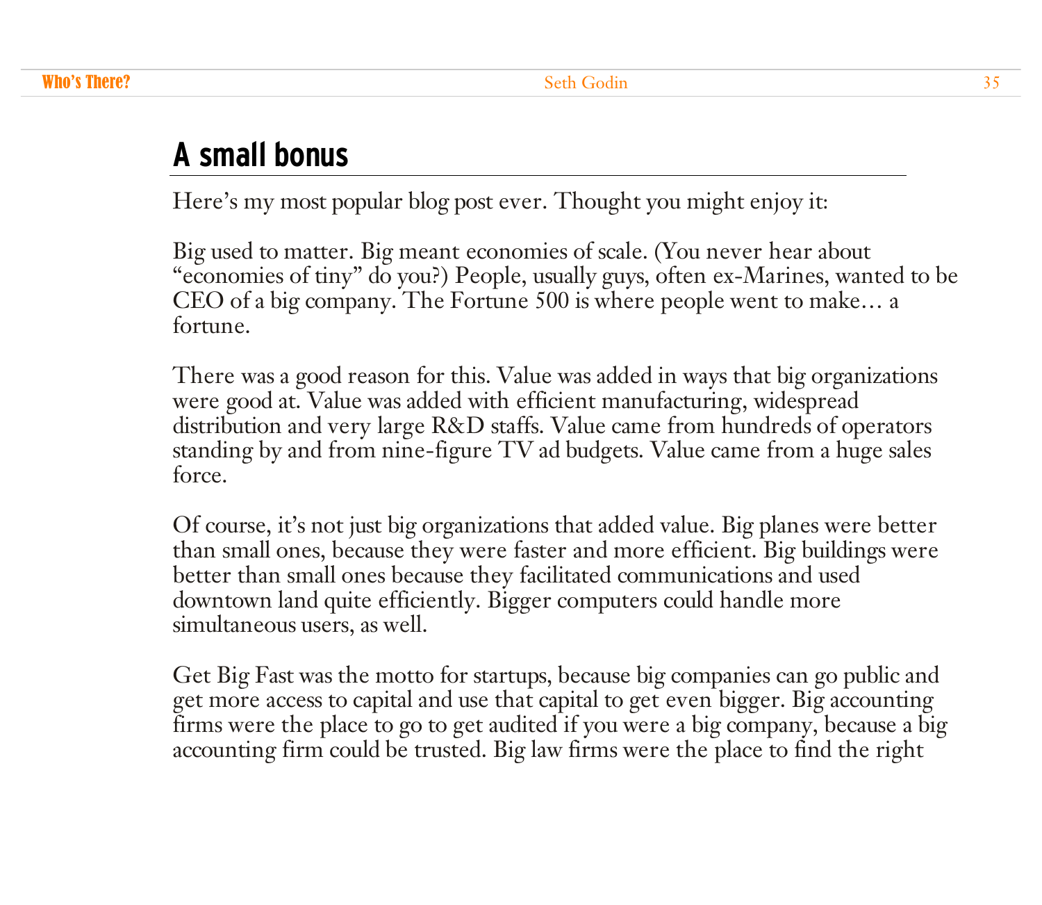## A small bonus

Here's my most popular blog post ever. Thought you might enjoy it:

Big used to matter. Big meant economies of scale. (You never hear about "economies of tiny" do you?) People, usually guys, often ex-Marines, wanted to be CEO of a big company. The Fortune 500 is where people went to make… a fortune.

There was a good reason for this. Value was added in ways that big organizations were good at. Value was added with efficient manufacturing, widespread distribution and very large R&D staffs. Value came from hundreds of operators standing by and from nine-figure TV ad budgets. Value came from a huge sales force.

Of course, it's not just big organizations that added value. Big planes were better than small ones, because they were faster and more efficient. Big buildings were better than small ones because they facilitated communications and used downtown land quite efficiently. Bigger computers could handle more simultaneous users, as well.

Get Big Fast was the motto for startups, because big companies can go public and get more access to capital and use that capital to get even bigger. Big accounting firms were the place to go to get audited if you were a big company, because a big accounting firm could be trusted. Big law firms were the place to find the right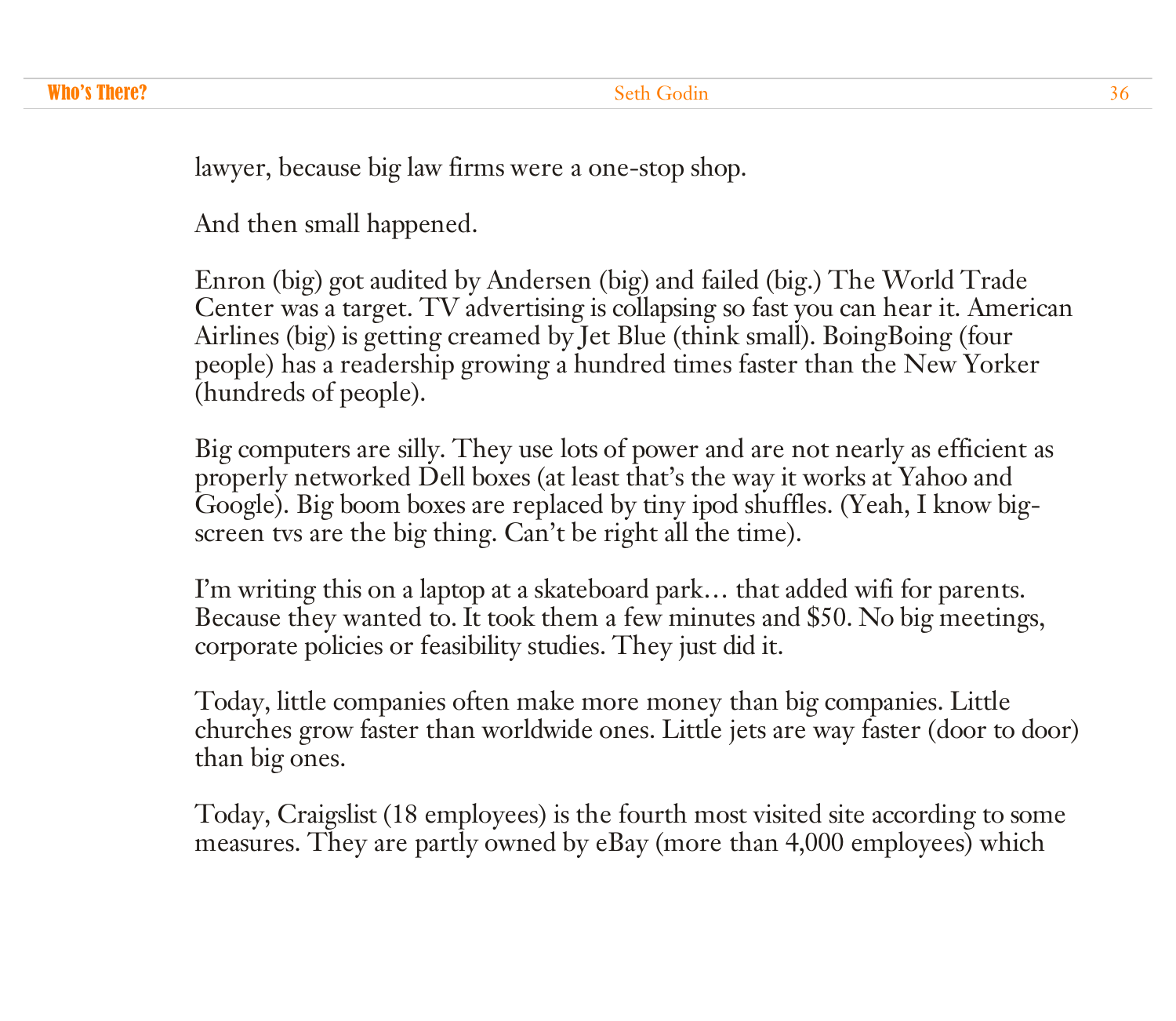lawyer, because big law firms were a one-stop shop.

And then small happened.

Enron (big) got audited by Andersen (big) and failed (big.) The World Trade Center was a target. TV advertising is collapsing so fast you can hear it. American Airlines (big) is getting creamed by Jet Blue (think small). BoingBoing (four people) has a readership growing a hundred times faster than the New Yorker (hundreds of people).

Big computers are silly. They use lots of power and are not nearly as efficient as properly networked Dell boxes (at least that's the way it works at Yahoo and Google). Big boom boxes are replaced by tiny ipod shuffles. (Yeah, I know big-screen tvs are the big thing. Can't be right all the time).

I'm writing this on a laptop at a skateboard park… that added wifi for parents. Because they wanted to. It took them a few minutes and $50. No big meetings, corporate policies or feasibility studies. They just did it.

Today, little companies often make more money than big companies. Little churches grow faster than worldwide ones. Little jets are way faster (door to door) than big ones.

Today, Craigslist (18 employees) is the fourth most visited site according to some measures. They are partly owned by eBay (more than 4,000 employees) which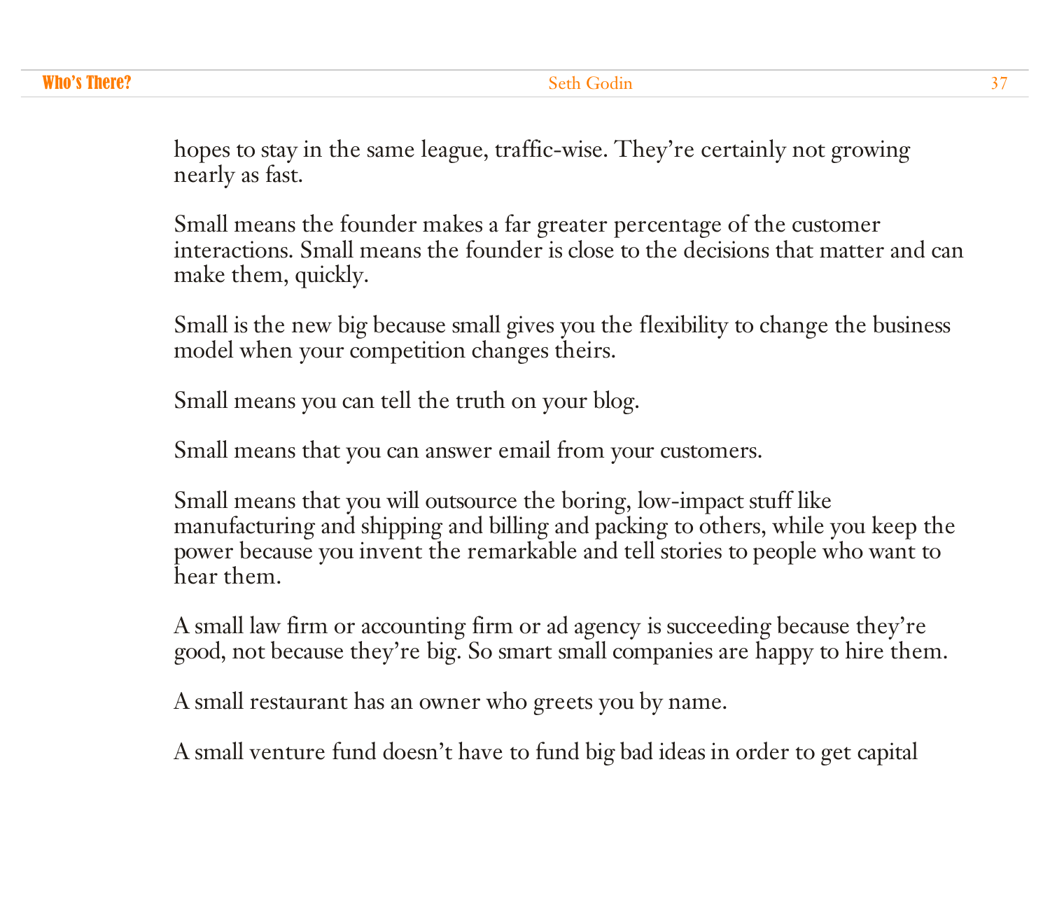hopes to stay in the same league, traffic-wise. They're certainly not growing nearly as fast.

Small means the founder makes a far greater percentage of the customer interactions. Small means the founder is close to the decisions that matter and can make them, quickly.

Small is the new big because small gives you the flexibility to change the business model when your competition changes theirs.

Small means you can tell the truth on your blog.

Small means that you can answer email from your customers.

Small means that you will outsource the boring, low-impact stuff like manufacturing and shipping and billing and packing to others, while you keep the power because you invent the remarkable and tell stories to people who want to hear them.

A small law firm or accounting firm or ad agency is succeeding because they're good, not because they're big. So smart small companies are happy to hire them.

A small restaurant has an owner who greets you by name.

A small venture fund doesn't have to fund big bad ideas in order to get capital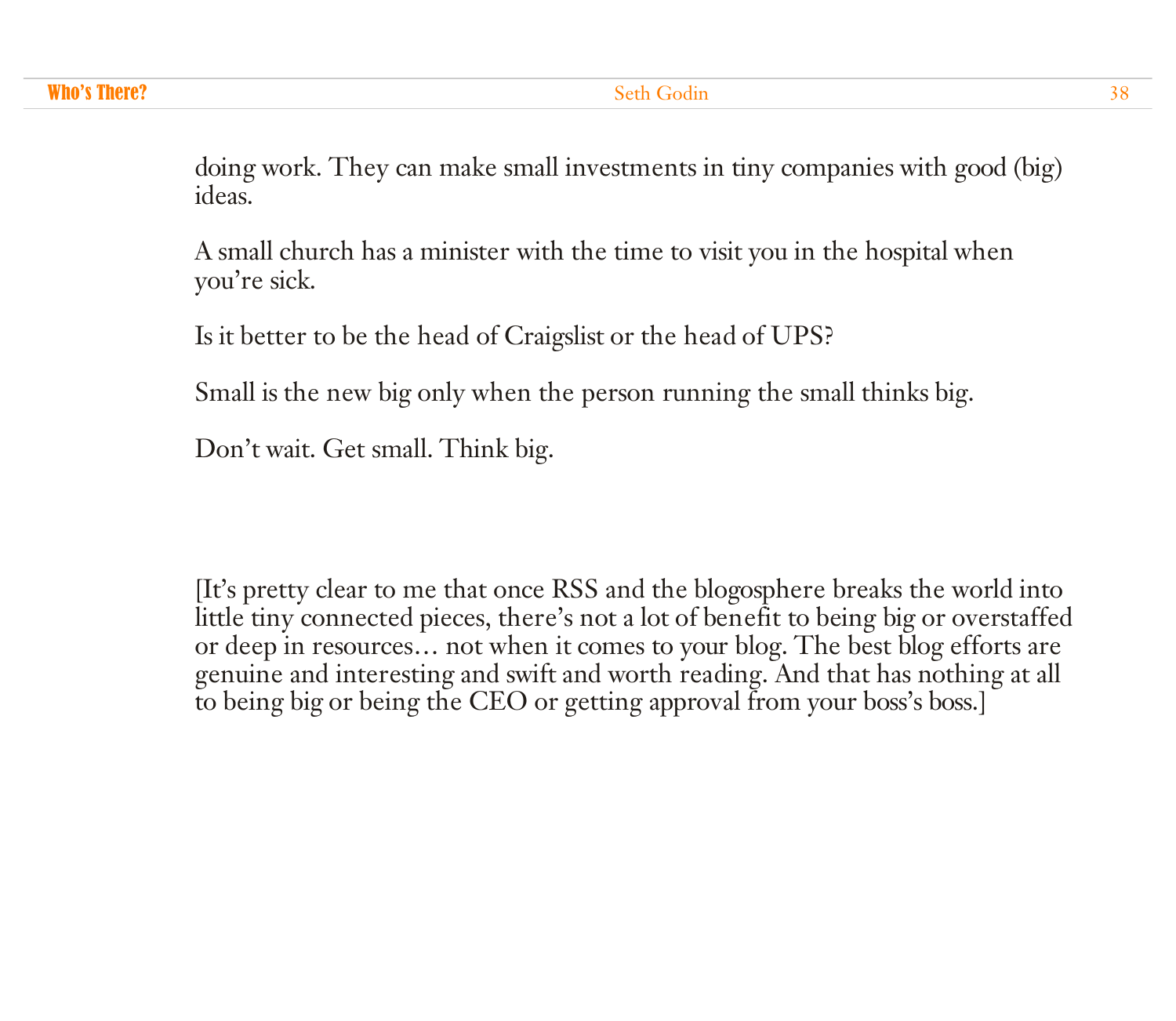doing work. They can make small investments in tiny companies with good (big) ideas.

A small church has a minister with the time to visit you in the hospital when you're sick.

Is it better to be the head of Craigslist or the head of UPS?

Small is the new big only when the person running the small thinks big.

Don't wait. Get small. Think big.

[It's pretty clear to me that once RSS and the blogosphere breaks the world into little tiny connected pieces, there's not a lot of benefit to being big or overstaffed or deep in resources… not when it comes to your blog. The best blog efforts are genuine and interesting and swift and worth reading. And that has nothing at all to being big or being the CEO or getting approval from your boss's boss.]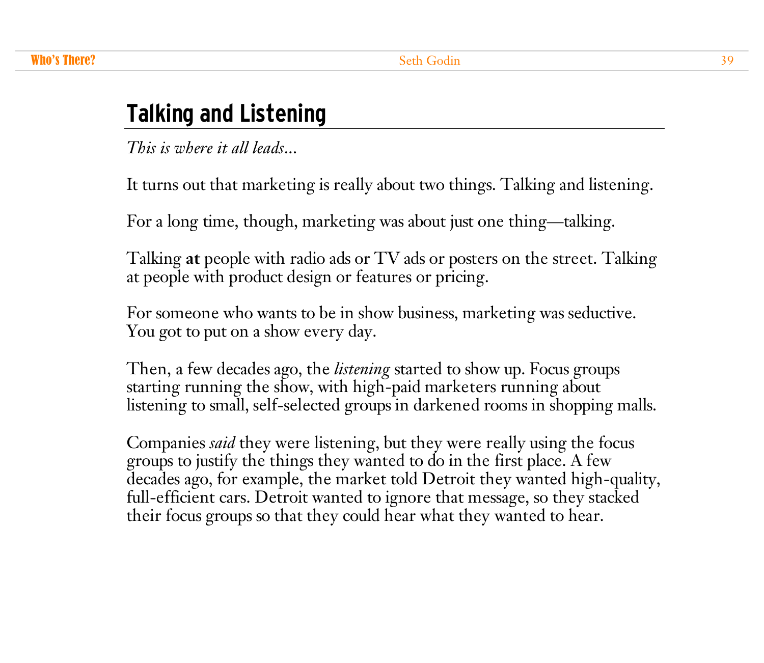## Talking and Listening

*This is where it all leads…*

It turns out that marketing is really about two things. Talking and listening.

For a long time, though, marketing was about just one thing—talking.

Talking **at** people with radio ads or TV ads or posters on the street. Talking at people with product design or features or pricing.

For someone who wants to be in show business, marketing was seductive. You got to put on a show every day.

Then, a few decades ago, the *listening* started to show up. Focus groups starting running the show, with high-paid marketers running about listening to small, self-selected groups in darkened rooms in shopping malls.

Companies *said* they were listening, but they were really using the focus groups to justify the things they wanted to do in the first place. A few decades ago, for example, the market told Detroit they wanted high-quality, full-efficient cars. Detroit wanted to ignore that message, so they stacked their focus groups so that they could hear what they wanted to hear.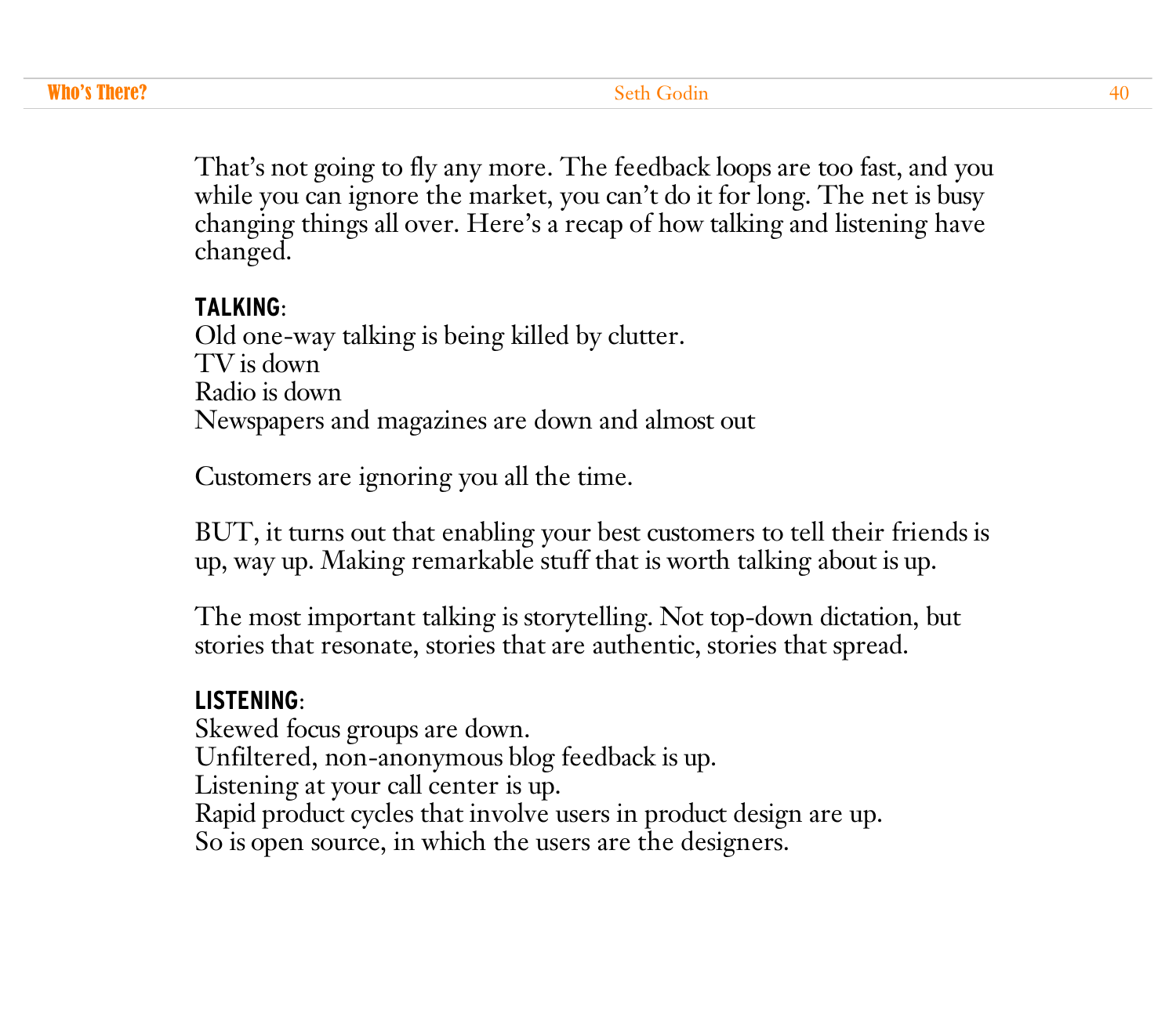That's not going to fly any more. The feedback loops are too fast, and you while you can ignore the market, you can't do it for long. The net is busy changing things all over. Here's a recap of how talking and listening have changed.

**TALKING**:  
Old one-way talking is being killed by clutter.  
TV is down  
Radio is down  
Newspapers and magazines are down and almost out

Customers are ignoring you all the time.

BUT, it turns out that enabling your best customers to tell their friends is up, way up. Making remarkable stuff that is worth talking about is up.

The most important talking is storytelling. Not top-down dictation, but stories that resonate, stories that are authentic, stories that spread.

**LISTENING**:  
Skewed focus groups are down.  
Unfiltered, non-anonymous blog feedback is up.  
Listening at your call center is up.  
Rapid product cycles that involve users in product design are up.  
So is open source, in which the users are the designers.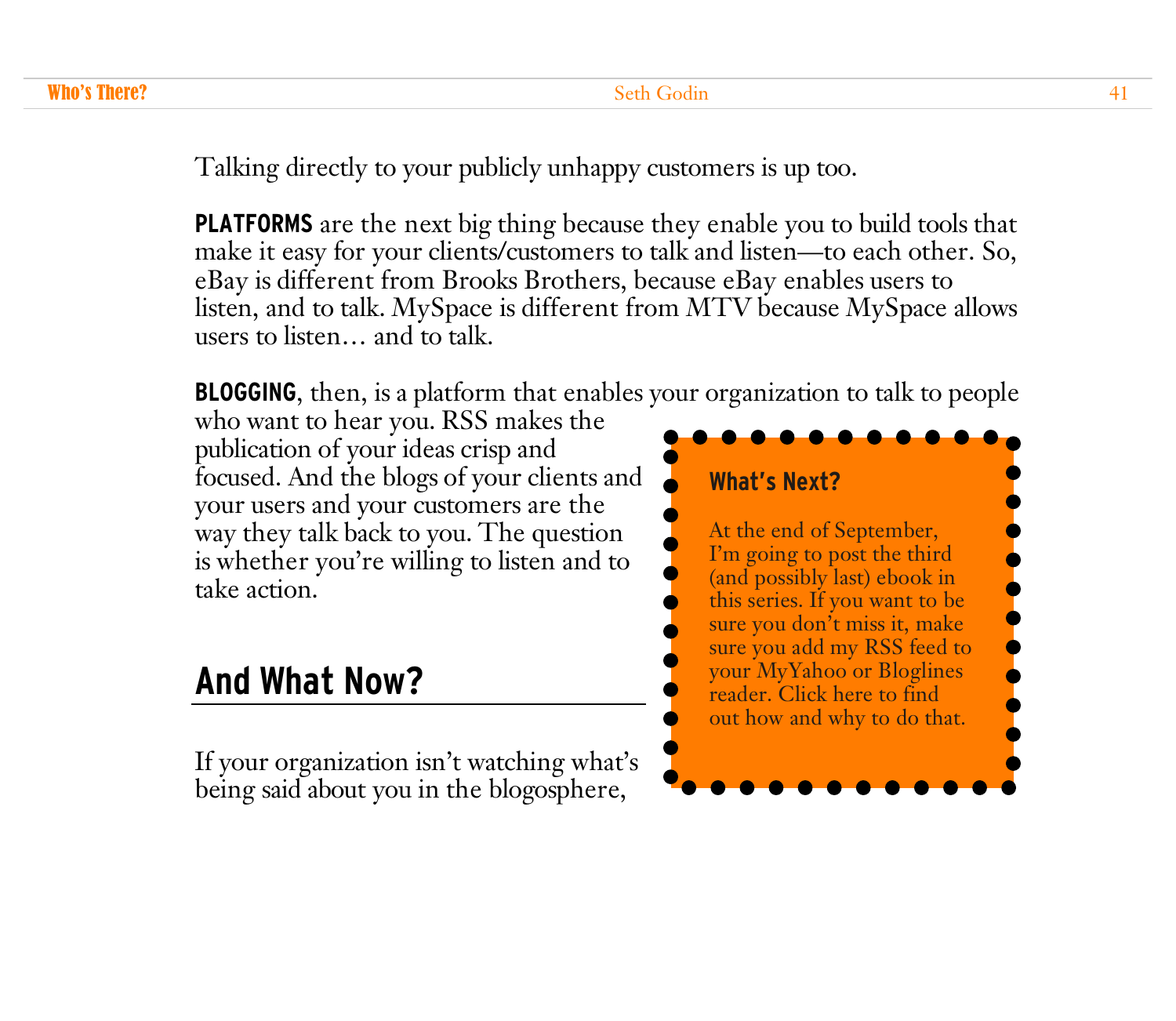Talking directly to your publicly unhappy customers is up too.

**PLATFORMS** are the next big thing because they enable you to build tools that make it easy for your clients/customers to talk and listen—to each other. So, eBay is different from Brooks Brothers, because eBay enables users to listen, and to talk. MySpace is different from MTV because MySpace allows users to listen… and to talk.

**BLOGGING**, then, is a platform that enables your organization to talk to people who want to hear you. RSS makes the publication of your ideas crisp and focused. And the blogs of your clients and your users and your customers are the way they talk back to you. The question is whether you're willing to listen and to take action.

> **What's Next?**
>
> At the end of September, I'm going to post the third (and possibly last) ebook in this series. If you want to be sure you don't miss it, make sure you add my RSS feed to your MyYahoo or Bloglines reader. Click here to find out how and why to do that.

## And What Now?

If your organization isn't watching what's being said about you in the blogosphere,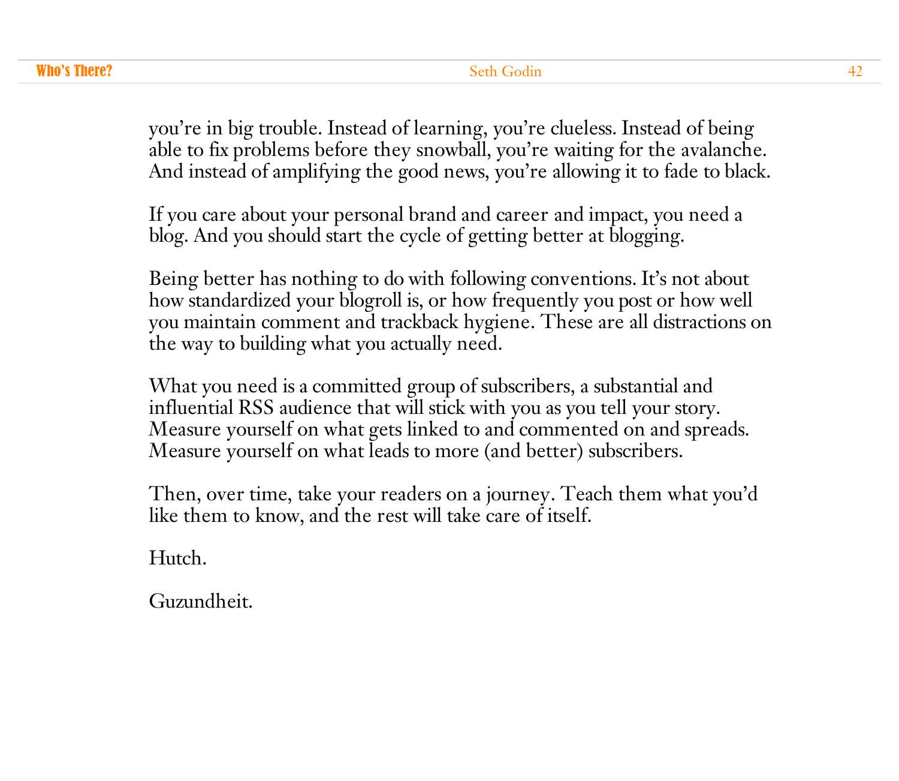you're in big trouble. Instead of learning, you're clueless. Instead of being able to fix problems before they snowball, you're waiting for the avalanche. And instead of amplifying the good news, you're allowing it to fade to black.

If you care about your personal brand and career and impact, you need a blog. And you should start the cycle of getting better at blogging.

Being better has nothing to do with following conventions. It's not about how standardized your blogroll is, or how frequently you post or how well you maintain comment and trackback hygiene. These are all distractions on the way to building what you actually need.

What you need is a committed group of subscribers, a substantial and influential RSS audience that will stick with you as you tell your story. Measure yourself on what gets linked to and commented on and spreads. Measure yourself on what leads to more (and better) subscribers.

Then, over time, take your readers on a journey. Teach them what you'd like them to know, and the rest will take care of itself.

Hutch.

Guzundheit.